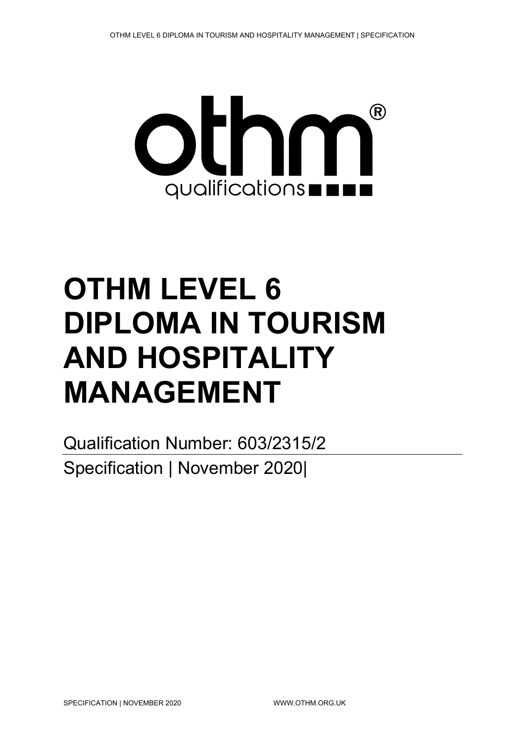# OTHM LEVEL 6 DIPLOMA IN TOURISM AND HOSPITALITY MANAGEMENT

Qualification Number: 603/2315/2

Specification | November 2020|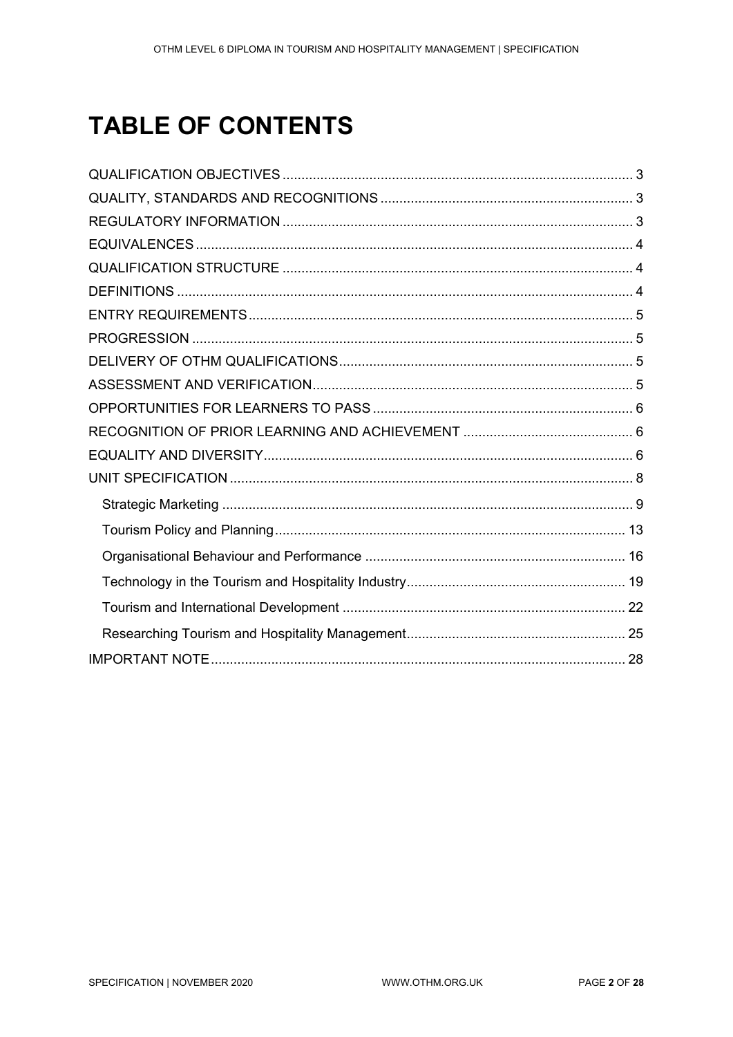# TABLE OF CONTENTS

QUALIFICATION OBJECTIVES ........ 3
QUALITY, STANDARDS AND RECOGNITIONS ........ 3
REGULATORY INFORMATION ........ 3
EQUIVALENCES ........ 4
QUALIFICATION STRUCTURE ........ 4
DEFINITIONS ........ 4
ENTRY REQUIREMENTS ........ 5
PROGRESSION ........ 5
DELIVERY OF OTHM QUALIFICATIONS ........ 5
ASSESSMENT AND VERIFICATION ........ 5
OPPORTUNITIES FOR LEARNERS TO PASS ........ 6
RECOGNITION OF PRIOR LEARNING AND ACHIEVEMENT ........ 6
EQUALITY AND DIVERSITY ........ 6
UNIT SPECIFICATION ........ 8
- Strategic Marketing ........ 9
- Tourism Policy and Planning ........ 13
- Organisational Behaviour and Performance ........ 16
- Technology in the Tourism and Hospitality Industry ........ 19
- Tourism and International Development ........ 22
- Researching Tourism and Hospitality Management ........ 25

IMPORTANT NOTE ........ 28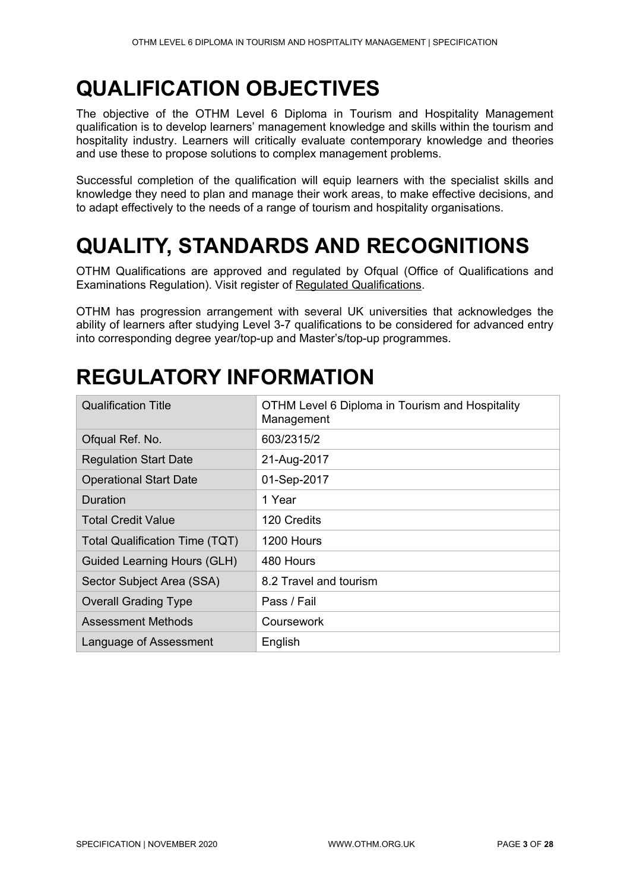# QUALIFICATION OBJECTIVES

The objective of the OTHM Level 6 Diploma in Tourism and Hospitality Management qualification is to develop learners' management knowledge and skills within the tourism and hospitality industry. Learners will critically evaluate contemporary knowledge and theories and use these to propose solutions to complex management problems.

Successful completion of the qualification will equip learners with the specialist skills and knowledge they need to plan and manage their work areas, to make effective decisions, and to adapt effectively to the needs of a range of tourism and hospitality organisations.

# QUALITY, STANDARDS AND RECOGNITIONS

OTHM Qualifications are approved and regulated by Ofqual (Office of Qualifications and Examinations Regulation). Visit register of Regulated Qualifications.

OTHM has progression arrangement with several UK universities that acknowledges the ability of learners after studying Level 3-7 qualifications to be considered for advanced entry into corresponding degree year/top-up and Master's/top-up programmes.

# REGULATORY INFORMATION

| Qualification Title | OTHM Level 6 Diploma in Tourism and Hospitality Management |
|---|---|
| Ofqual Ref. No. | 603/2315/2 |
| Regulation Start Date | 21-Aug-2017 |
| Operational Start Date | 01-Sep-2017 |
| Duration | 1 Year |
| Total Credit Value | 120 Credits |
| Total Qualification Time (TQT) | 1200 Hours |
| Guided Learning Hours (GLH) | 480 Hours |
| Sector Subject Area (SSA) | 8.2 Travel and tourism |
| Overall Grading Type | Pass / Fail |
| Assessment Methods | Coursework |
| Language of Assessment | English |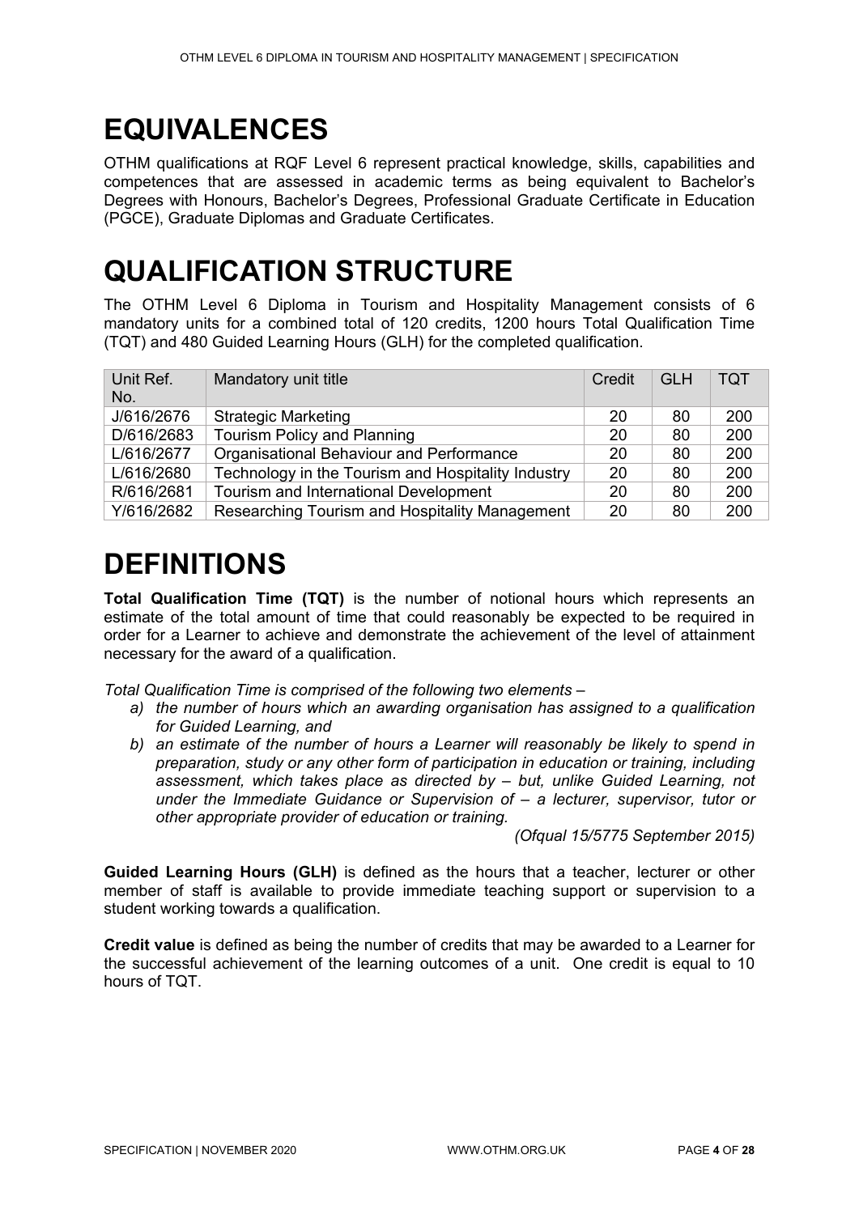# EQUIVALENCES

OTHM qualifications at RQF Level 6 represent practical knowledge, skills, capabilities and competences that are assessed in academic terms as being equivalent to Bachelor's Degrees with Honours, Bachelor's Degrees, Professional Graduate Certificate in Education (PGCE), Graduate Diplomas and Graduate Certificates.

# QUALIFICATION STRUCTURE

The OTHM Level 6 Diploma in Tourism and Hospitality Management consists of 6 mandatory units for a combined total of 120 credits, 1200 hours Total Qualification Time (TQT) and 480 Guided Learning Hours (GLH) for the completed qualification.

| Unit Ref. No. | Mandatory unit title | Credit | GLH | TQT |
|---|---|---|---|---|
| J/616/2676 | Strategic Marketing | 20 | 80 | 200 |
| D/616/2683 | Tourism Policy and Planning | 20 | 80 | 200 |
| L/616/2677 | Organisational Behaviour and Performance | 20 | 80 | 200 |
| L/616/2680 | Technology in the Tourism and Hospitality Industry | 20 | 80 | 200 |
| R/616/2681 | Tourism and International Development | 20 | 80 | 200 |
| Y/616/2682 | Researching Tourism and Hospitality Management | 20 | 80 | 200 |

# DEFINITIONS

**Total Qualification Time (TQT)** is the number of notional hours which represents an estimate of the total amount of time that could reasonably be expected to be required in order for a Learner to achieve and demonstrate the achievement of the level of attainment necessary for the award of a qualification.

*Total Qualification Time is comprised of the following two elements –*

*a) the number of hours which an awarding organisation has assigned to a qualification for Guided Learning, and*

*b) an estimate of the number of hours a Learner will reasonably be likely to spend in preparation, study or any other form of participation in education or training, including assessment, which takes place as directed by – but, unlike Guided Learning, not under the Immediate Guidance or Supervision of – a lecturer, supervisor, tutor or other appropriate provider of education or training.*

*(Ofqual 15/5775 September 2015)*

**Guided Learning Hours (GLH)** is defined as the hours that a teacher, lecturer or other member of staff is available to provide immediate teaching support or supervision to a student working towards a qualification.

**Credit value** is defined as being the number of credits that may be awarded to a Learner for the successful achievement of the learning outcomes of a unit. One credit is equal to 10 hours of TQT.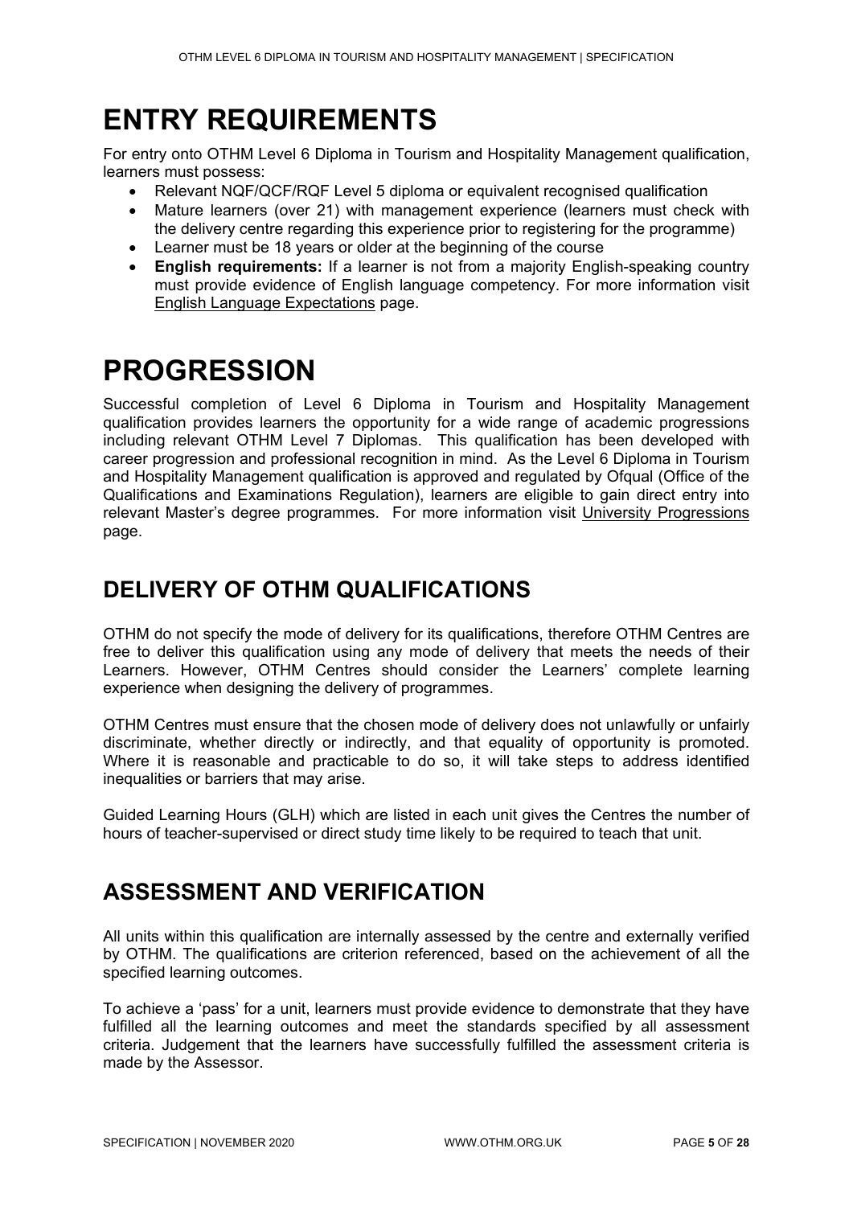# ENTRY REQUIREMENTS

For entry onto OTHM Level 6 Diploma in Tourism and Hospitality Management qualification, learners must possess:

- Relevant NQF/QCF/RQF Level 5 diploma or equivalent recognised qualification
- Mature learners (over 21) with management experience (learners must check with the delivery centre regarding this experience prior to registering for the programme)
- Learner must be 18 years or older at the beginning of the course
- **English requirements:** If a learner is not from a majority English-speaking country must provide evidence of English language competency. For more information visit English Language Expectations page.

# PROGRESSION

Successful completion of Level 6 Diploma in Tourism and Hospitality Management qualification provides learners the opportunity for a wide range of academic progressions including relevant OTHM Level 7 Diplomas. This qualification has been developed with career progression and professional recognition in mind. As the Level 6 Diploma in Tourism and Hospitality Management qualification is approved and regulated by Ofqual (Office of the Qualifications and Examinations Regulation), learners are eligible to gain direct entry into relevant Master's degree programmes. For more information visit University Progressions page.

## DELIVERY OF OTHM QUALIFICATIONS

OTHM do not specify the mode of delivery for its qualifications, therefore OTHM Centres are free to deliver this qualification using any mode of delivery that meets the needs of their Learners. However, OTHM Centres should consider the Learners' complete learning experience when designing the delivery of programmes.

OTHM Centres must ensure that the chosen mode of delivery does not unlawfully or unfairly discriminate, whether directly or indirectly, and that equality of opportunity is promoted. Where it is reasonable and practicable to do so, it will take steps to address identified inequalities or barriers that may arise.

Guided Learning Hours (GLH) which are listed in each unit gives the Centres the number of hours of teacher-supervised or direct study time likely to be required to teach that unit.

## ASSESSMENT AND VERIFICATION

All units within this qualification are internally assessed by the centre and externally verified by OTHM. The qualifications are criterion referenced, based on the achievement of all the specified learning outcomes.

To achieve a 'pass' for a unit, learners must provide evidence to demonstrate that they have fulfilled all the learning outcomes and meet the standards specified by all assessment criteria. Judgement that the learners have successfully fulfilled the assessment criteria is made by the Assessor.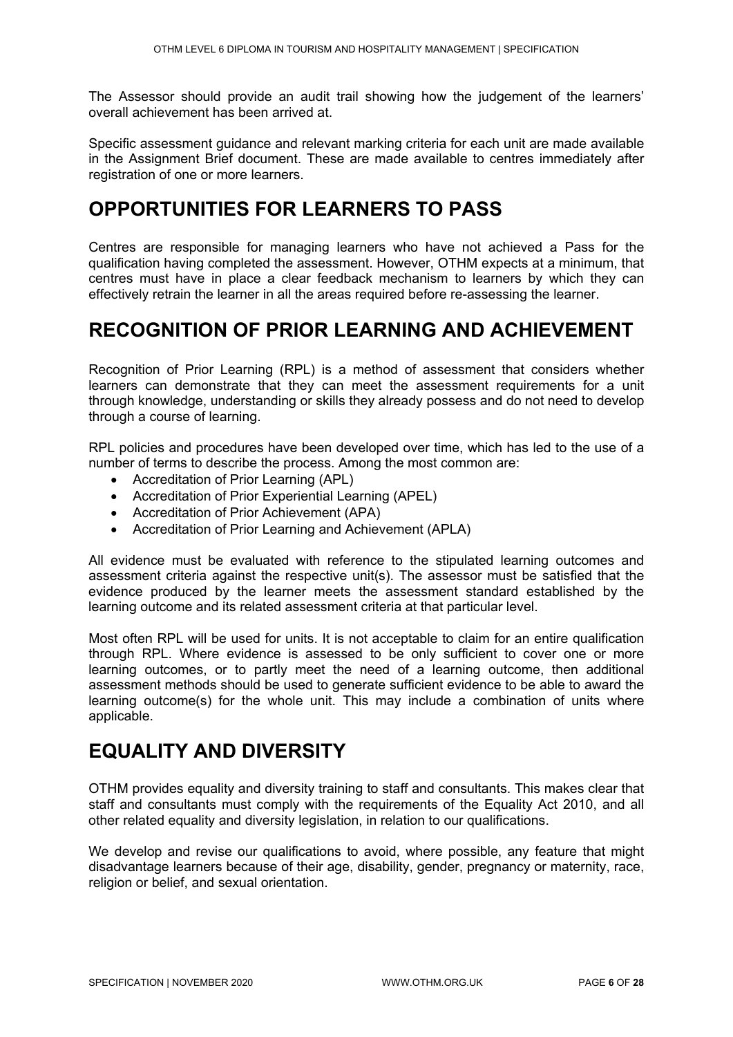The Assessor should provide an audit trail showing how the judgement of the learners' overall achievement has been arrived at.

Specific assessment guidance and relevant marking criteria for each unit are made available in the Assignment Brief document. These are made available to centres immediately after registration of one or more learners.

## OPPORTUNITIES FOR LEARNERS TO PASS

Centres are responsible for managing learners who have not achieved a Pass for the qualification having completed the assessment. However, OTHM expects at a minimum, that centres must have in place a clear feedback mechanism to learners by which they can effectively retrain the learner in all the areas required before re-assessing the learner.

## RECOGNITION OF PRIOR LEARNING AND ACHIEVEMENT

Recognition of Prior Learning (RPL) is a method of assessment that considers whether learners can demonstrate that they can meet the assessment requirements for a unit through knowledge, understanding or skills they already possess and do not need to develop through a course of learning.

RPL policies and procedures have been developed over time, which has led to the use of a number of terms to describe the process. Among the most common are:

- Accreditation of Prior Learning (APL)
- Accreditation of Prior Experiential Learning (APEL)
- Accreditation of Prior Achievement (APA)
- Accreditation of Prior Learning and Achievement (APLA)

All evidence must be evaluated with reference to the stipulated learning outcomes and assessment criteria against the respective unit(s). The assessor must be satisfied that the evidence produced by the learner meets the assessment standard established by the learning outcome and its related assessment criteria at that particular level.

Most often RPL will be used for units. It is not acceptable to claim for an entire qualification through RPL. Where evidence is assessed to be only sufficient to cover one or more learning outcomes, or to partly meet the need of a learning outcome, then additional assessment methods should be used to generate sufficient evidence to be able to award the learning outcome(s) for the whole unit. This may include a combination of units where applicable.

## EQUALITY AND DIVERSITY

OTHM provides equality and diversity training to staff and consultants. This makes clear that staff and consultants must comply with the requirements of the Equality Act 2010, and all other related equality and diversity legislation, in relation to our qualifications.

We develop and revise our qualifications to avoid, where possible, any feature that might disadvantage learners because of their age, disability, gender, pregnancy or maternity, race, religion or belief, and sexual orientation.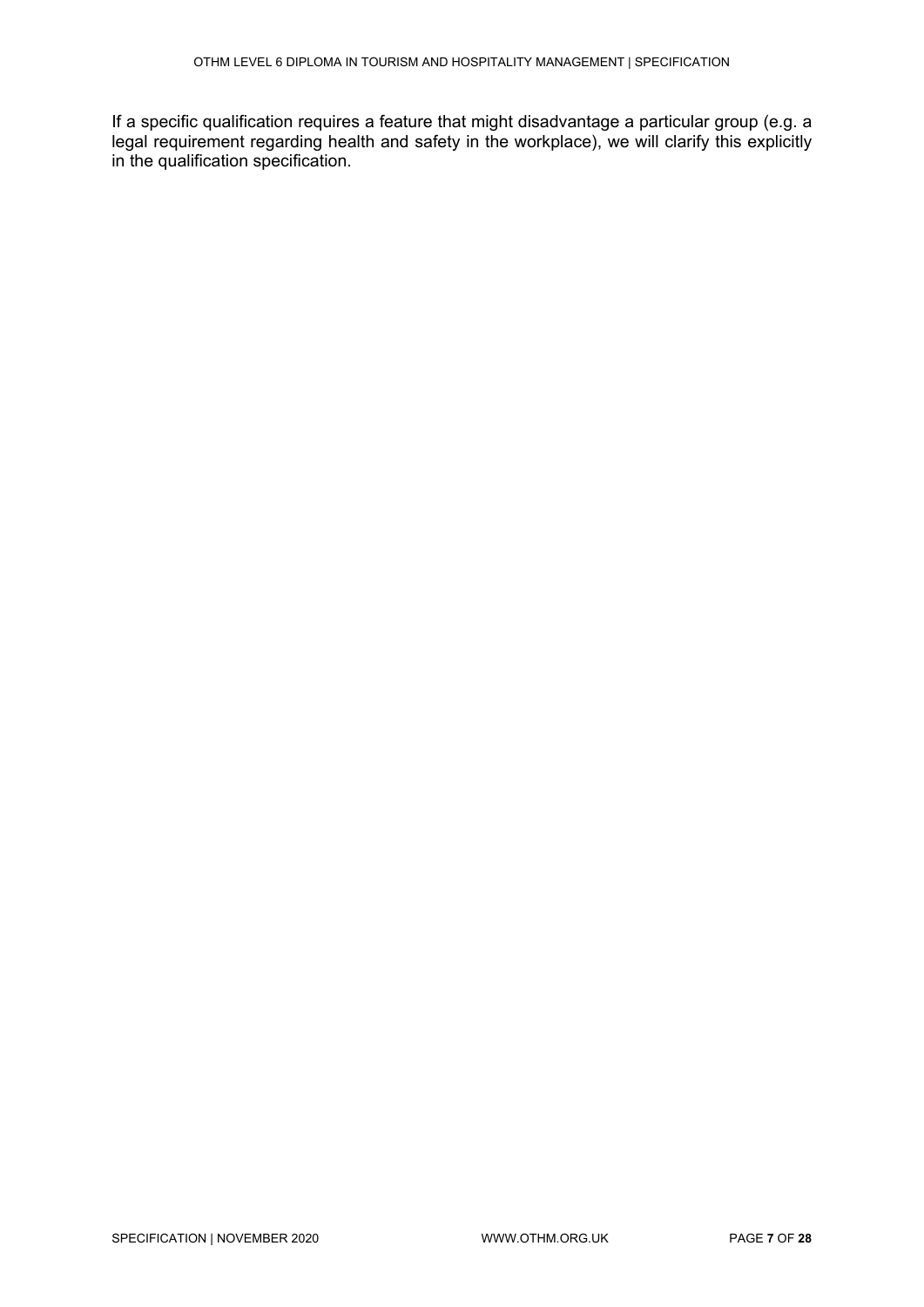If a specific qualification requires a feature that might disadvantage a particular group (e.g. a legal requirement regarding health and safety in the workplace), we will clarify this explicitly in the qualification specification.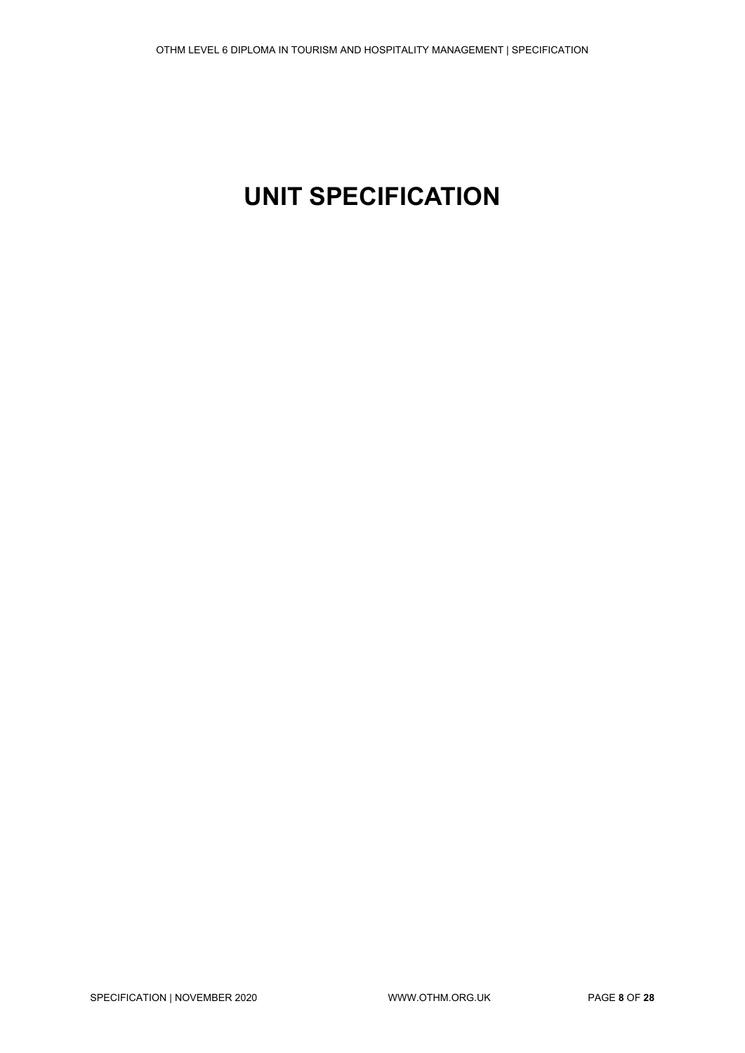# UNIT SPECIFICATION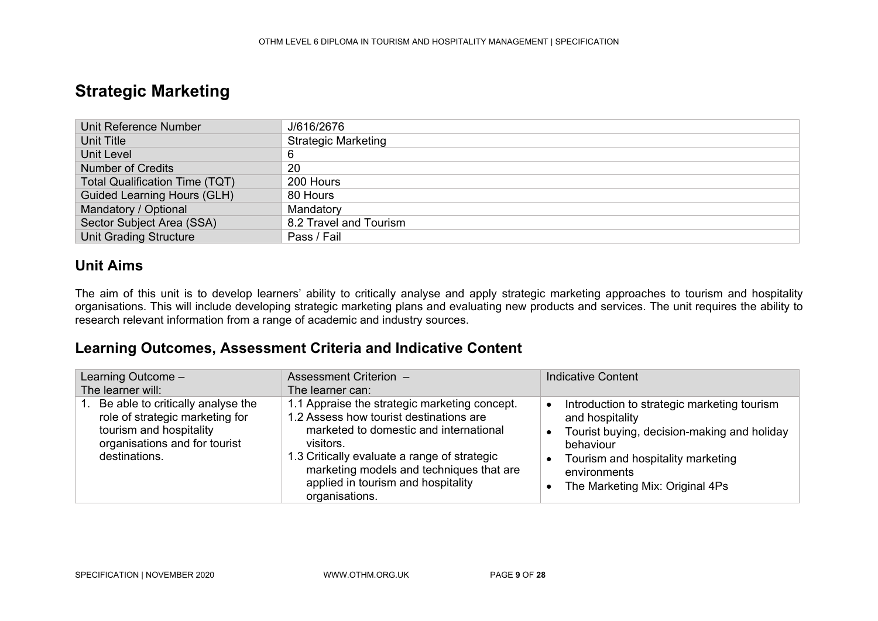# Strategic Marketing

| Unit Reference Number | J/616/2676 |
|---|---|
| Unit Title | Strategic Marketing |
| Unit Level | 6 |
| Number of Credits | 20 |
| Total Qualification Time (TQT) | 200 Hours |
| Guided Learning Hours (GLH) | 80 Hours |
| Mandatory / Optional | Mandatory |
| Sector Subject Area (SSA) | 8.2 Travel and Tourism |
| Unit Grading Structure | Pass / Fail |

## Unit Aims

The aim of this unit is to develop learners' ability to critically analyse and apply strategic marketing approaches to tourism and hospitality organisations. This will include developing strategic marketing plans and evaluating new products and services. The unit requires the ability to research relevant information from a range of academic and industry sources.

## Learning Outcomes, Assessment Criteria and Indicative Content

| Learning Outcome – The learner will: | Assessment Criterion – The learner can: | Indicative Content |
|---|---|---|
| 1. Be able to critically analyse the role of strategic marketing for tourism and hospitality organisations and for tourist destinations. | 1.1 Appraise the strategic marketing concept.<br>1.2 Assess how tourist destinations are marketed to domestic and international visitors.<br>1.3 Critically evaluate a range of strategic marketing models and techniques that are applied in tourism and hospitality organisations. | • Introduction to strategic marketing tourism and hospitality<br>• Tourist buying, decision-making and holiday behaviour<br>• Tourism and hospitality marketing environments<br>• The Marketing Mix: Original 4Ps |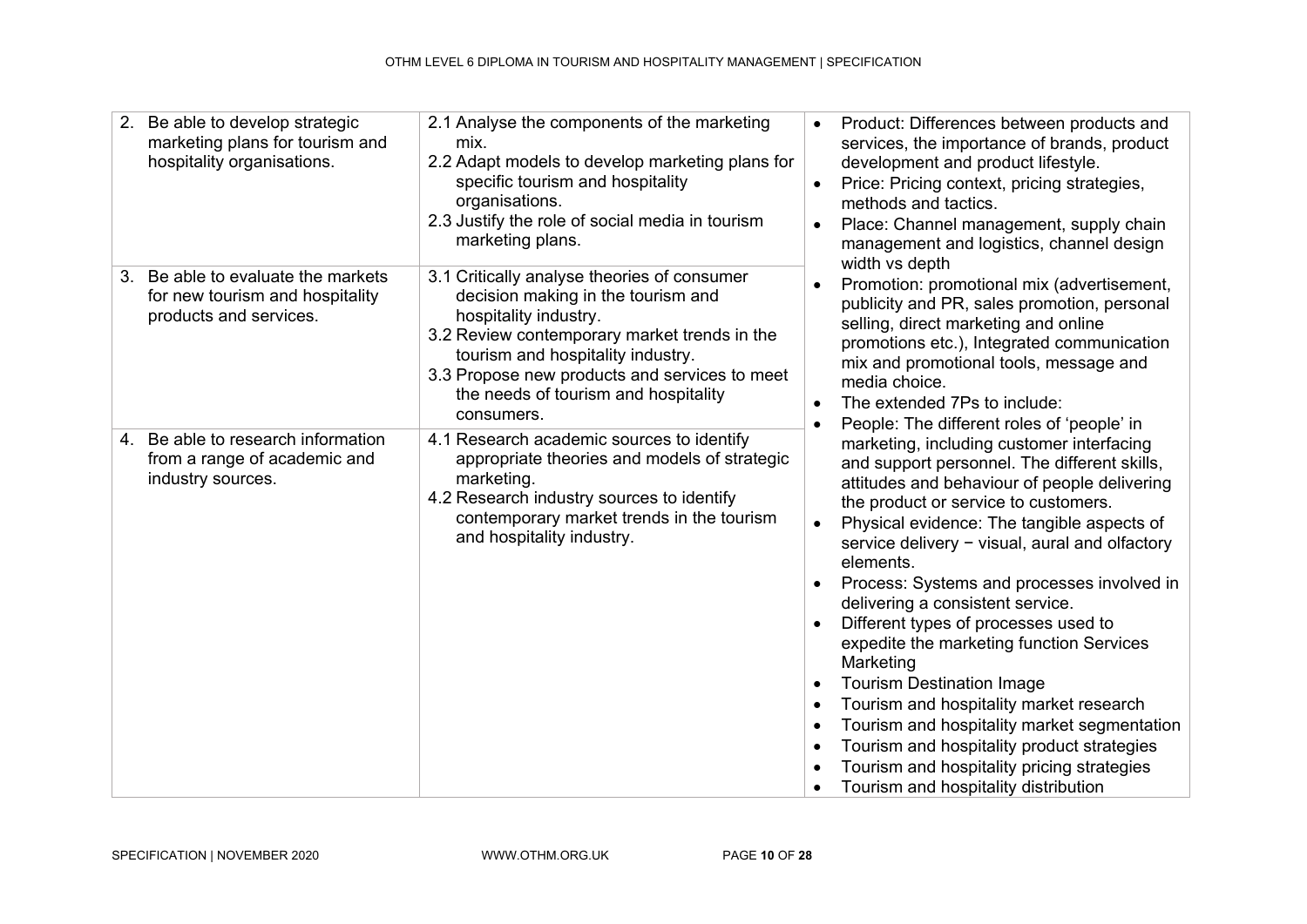| | | |
|---|---|---|
| 2. Be able to develop strategic marketing plans for tourism and hospitality organisations. | 2.1 Analyse the components of the marketing mix.<br>2.2 Adapt models to develop marketing plans for specific tourism and hospitality organisations.<br>2.3 Justify the role of social media in tourism marketing plans. | • Product: Differences between products and services, the importance of brands, product development and product lifestyle.<br>• Price: Pricing context, pricing strategies, methods and tactics.<br>• Place: Channel management, supply chain management and logistics, channel design width vs depth<br>• Promotion: promotional mix (advertisement, publicity and PR, sales promotion, personal selling, direct marketing and online promotions etc.), Integrated communication mix and promotional tools, message and media choice.<br>• The extended 7Ps to include:<br>• People: The different roles of 'people' in marketing, including customer interfacing and support personnel. The different skills, attitudes and behaviour of people delivering the product or service to customers.<br>• Physical evidence: The tangible aspects of service delivery − visual, aural and olfactory elements.<br>• Process: Systems and processes involved in delivering a consistent service.<br>• Different types of processes used to expedite the marketing function Services Marketing<br>• Tourism Destination Image<br>• Tourism and hospitality market research<br>• Tourism and hospitality market segmentation<br>• Tourism and hospitality product strategies<br>• Tourism and hospitality pricing strategies<br>• Tourism and hospitality distribution |
| 3. Be able to evaluate the markets for new tourism and hospitality products and services. | 3.1 Critically analyse theories of consumer decision making in the tourism and hospitality industry.<br>3.2 Review contemporary market trends in the tourism and hospitality industry.<br>3.3 Propose new products and services to meet the needs of tourism and hospitality consumers. | |
| 4. Be able to research information from a range of academic and industry sources. | 4.1 Research academic sources to identify appropriate theories and models of strategic marketing.<br>4.2 Research industry sources to identify contemporary market trends in the tourism and hospitality industry. | |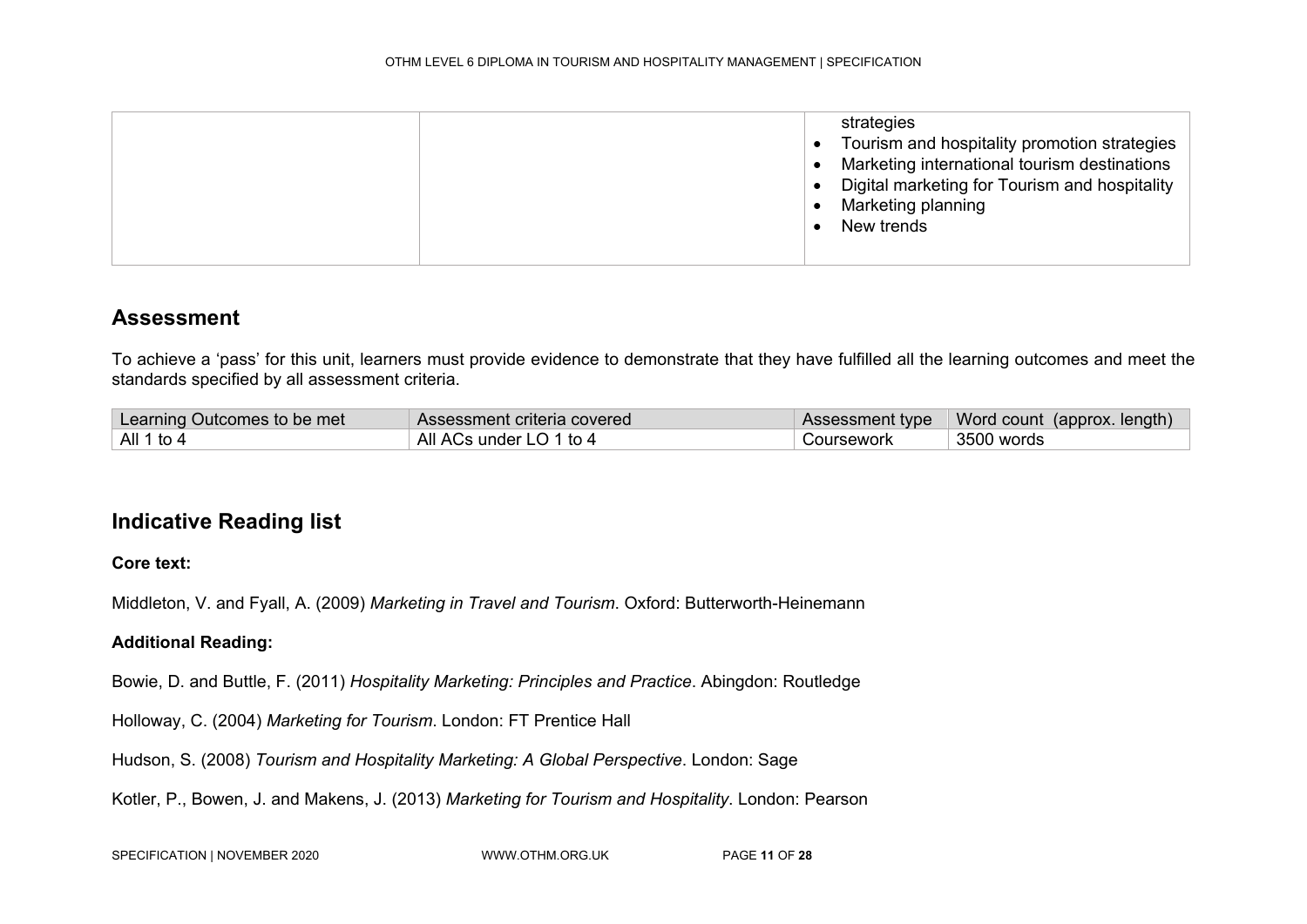| | | strategies<br>• Tourism and hospitality promotion strategies<br>• Marketing international tourism destinations<br>• Digital marketing for Tourism and hospitality<br>• Marketing planning<br>• New trends |
|---|---|---|

## Assessment

To achieve a 'pass' for this unit, learners must provide evidence to demonstrate that they have fulfilled all the learning outcomes and meet the standards specified by all assessment criteria.

| Learning Outcomes to be met | Assessment criteria covered | Assessment type | Word count (approx. length) |
|---|---|---|---|
| All 1 to 4 | All ACs under LO 1 to 4 | Coursework | 3500 words |

## Indicative Reading list

**Core text:**

Middleton, V. and Fyall, A. (2009) *Marketing in Travel and Tourism*. Oxford: Butterworth-Heinemann

**Additional Reading:**

Bowie, D. and Buttle, F. (2011) *Hospitality Marketing: Principles and Practice*. Abingdon: Routledge

Holloway, C. (2004) *Marketing for Tourism*. London: FT Prentice Hall

Hudson, S. (2008) *Tourism and Hospitality Marketing: A Global Perspective*. London: Sage

Kotler, P., Bowen, J. and Makens, J. (2013) *Marketing for Tourism and Hospitality*. London: Pearson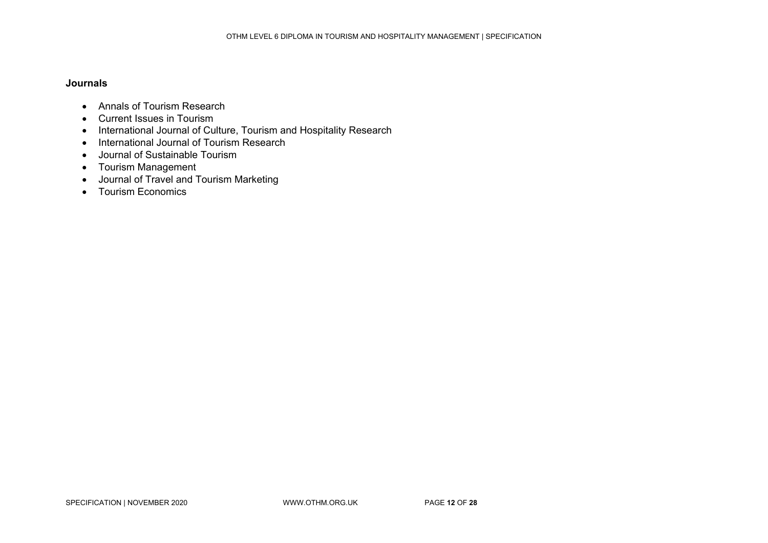**Journals**

- Annals of Tourism Research
- Current Issues in Tourism
- International Journal of Culture, Tourism and Hospitality Research
- International Journal of Tourism Research
- Journal of Sustainable Tourism
- Tourism Management
- Journal of Travel and Tourism Marketing
- Tourism Economics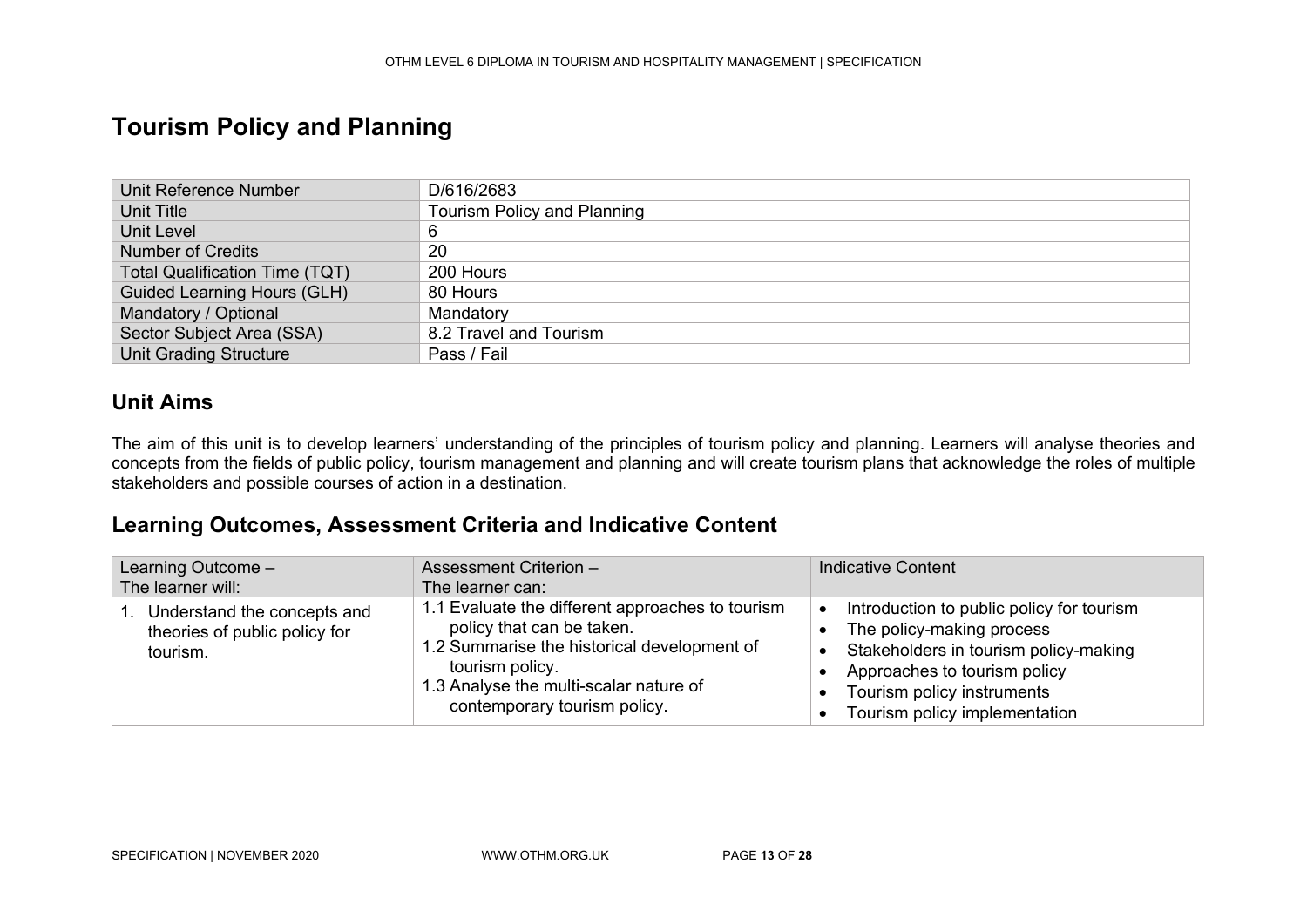# Tourism Policy and Planning

| Unit Reference Number | D/616/2683 |
|---|---|
| Unit Title | Tourism Policy and Planning |
| Unit Level | 6 |
| Number of Credits | 20 |
| Total Qualification Time (TQT) | 200 Hours |
| Guided Learning Hours (GLH) | 80 Hours |
| Mandatory / Optional | Mandatory |
| Sector Subject Area (SSA) | 8.2 Travel and Tourism |
| Unit Grading Structure | Pass / Fail |

## Unit Aims

The aim of this unit is to develop learners' understanding of the principles of tourism policy and planning. Learners will analyse theories and concepts from the fields of public policy, tourism management and planning and will create tourism plans that acknowledge the roles of multiple stakeholders and possible courses of action in a destination.

## Learning Outcomes, Assessment Criteria and Indicative Content

| Learning Outcome – The learner will: | Assessment Criterion – The learner can: | Indicative Content |
|---|---|---|
| 1. Understand the concepts and theories of public policy for tourism. | 1.1 Evaluate the different approaches to tourism policy that can be taken.<br>1.2 Summarise the historical development of tourism policy.<br>1.3 Analyse the multi-scalar nature of contemporary tourism policy. | • Introduction to public policy for tourism<br>• The policy-making process<br>• Stakeholders in tourism policy-making<br>• Approaches to tourism policy<br>• Tourism policy instruments<br>• Tourism policy implementation |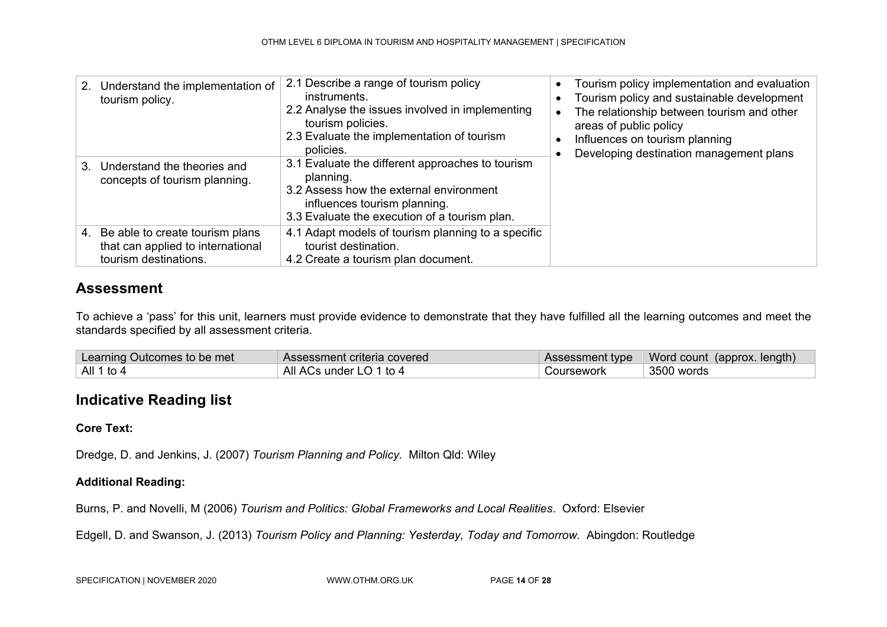| | | |
|---|---|---|
| 2. Understand the implementation of tourism policy. | 2.1 Describe a range of tourism policy instruments.<br>2.2 Analyse the issues involved in implementing tourism policies.<br>2.3 Evaluate the implementation of tourism policies. | • Tourism policy implementation and evaluation<br>• Tourism policy and sustainable development<br>• The relationship between tourism and other areas of public policy<br>• Influences on tourism planning<br>• Developing destination management plans |
| 3. Understand the theories and concepts of tourism planning. | 3.1 Evaluate the different approaches to tourism planning.<br>3.2 Assess how the external environment influences tourism planning.<br>3.3 Evaluate the execution of a tourism plan. | |
| 4. Be able to create tourism plans that can applied to international tourism destinations. | 4.1 Adapt models of tourism planning to a specific tourist destination.<br>4.2 Create a tourism plan document. | |

## Assessment

To achieve a 'pass' for this unit, learners must provide evidence to demonstrate that they have fulfilled all the learning outcomes and meet the standards specified by all assessment criteria.

| Learning Outcomes to be met | Assessment criteria covered | Assessment type | Word count (approx. length) |
|---|---|---|---|
| All 1 to 4 | All ACs under LO 1 to 4 | Coursework | 3500 words |

## Indicative Reading list

**Core Text:**

Dredge, D. and Jenkins, J. (2007) *Tourism Planning and Policy.* Milton Qld: Wiley

**Additional Reading:**

Burns, P. and Novelli, M (2006) *Tourism and Politics: Global Frameworks and Local Realities*. Oxford: Elsevier

Edgell, D. and Swanson, J. (2013) *Tourism Policy and Planning: Yesterday, Today and Tomorrow.* Abingdon: Routledge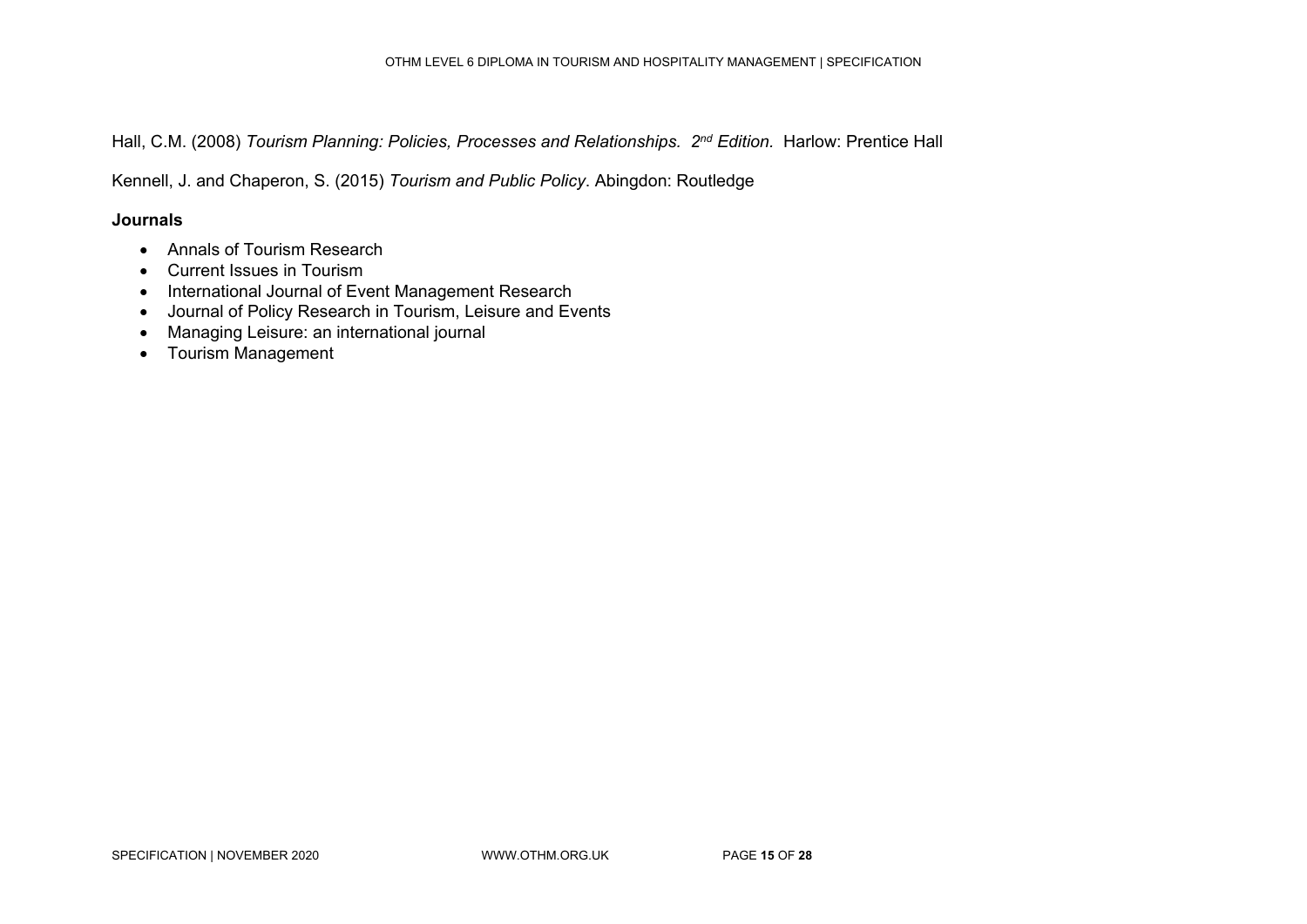Hall, C.M. (2008) *Tourism Planning: Policies, Processes and Relationships. 2nd Edition.* Harlow: Prentice Hall

Kennell, J. and Chaperon, S. (2015) *Tourism and Public Policy*. Abingdon: Routledge

**Journals**

- Annals of Tourism Research
- Current Issues in Tourism
- International Journal of Event Management Research
- Journal of Policy Research in Tourism, Leisure and Events
- Managing Leisure: an international journal
- Tourism Management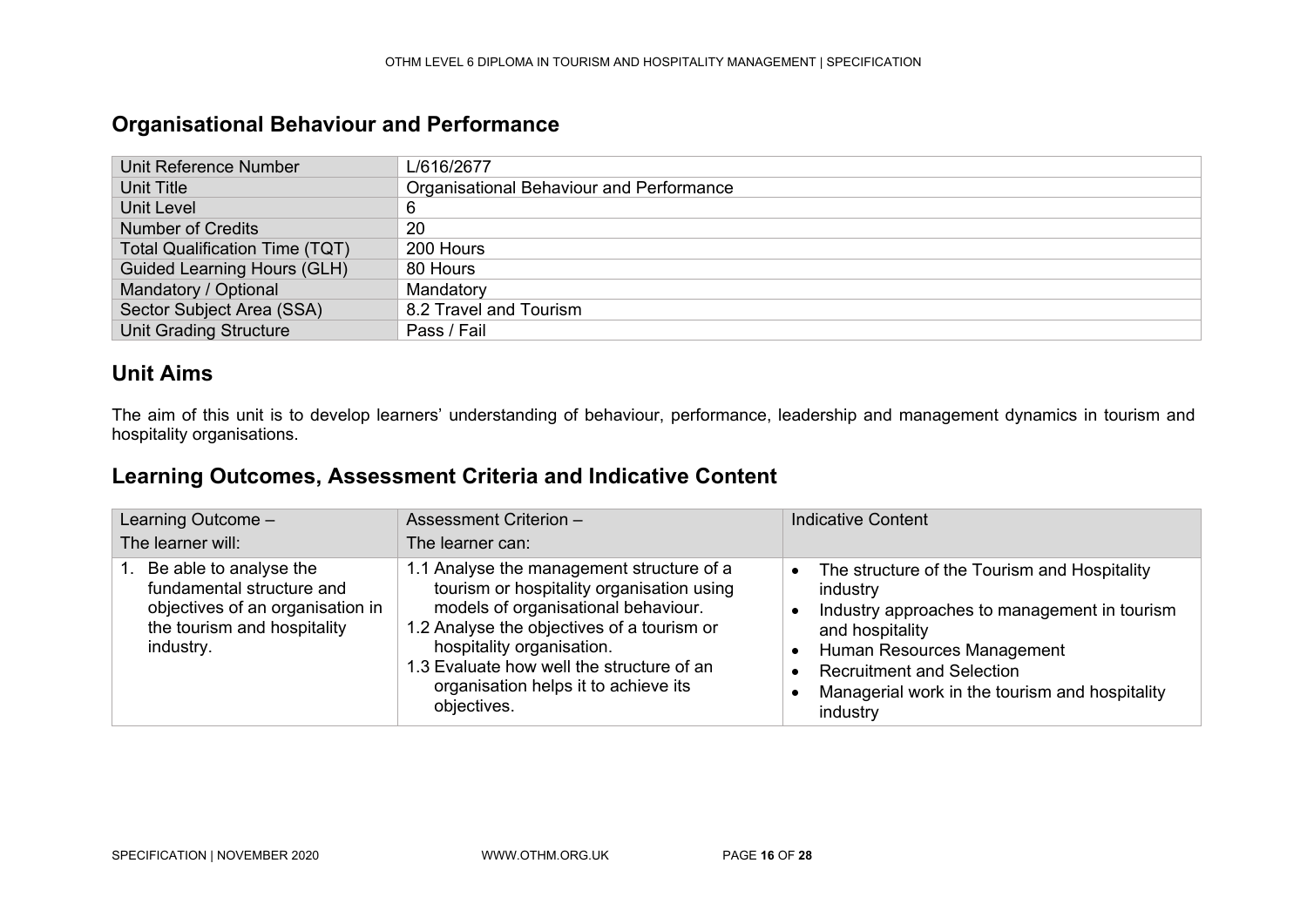## Organisational Behaviour and Performance

| Unit Reference Number | L/616/2677 |
|---|---|
| Unit Title | Organisational Behaviour and Performance |
| Unit Level | 6 |
| Number of Credits | 20 |
| Total Qualification Time (TQT) | 200 Hours |
| Guided Learning Hours (GLH) | 80 Hours |
| Mandatory / Optional | Mandatory |
| Sector Subject Area (SSA) | 8.2 Travel and Tourism |
| Unit Grading Structure | Pass / Fail |

## Unit Aims

The aim of this unit is to develop learners' understanding of behaviour, performance, leadership and management dynamics in tourism and hospitality organisations.

## Learning Outcomes, Assessment Criteria and Indicative Content

| Learning Outcome – The learner will: | Assessment Criterion – The learner can: | Indicative Content |
|---|---|---|
| 1. Be able to analyse the fundamental structure and objectives of an organisation in the tourism and hospitality industry. | 1.1 Analyse the management structure of a tourism or hospitality organisation using models of organisational behaviour.<br>1.2 Analyse the objectives of a tourism or hospitality organisation.<br>1.3 Evaluate how well the structure of an organisation helps it to achieve its objectives. | • The structure of the Tourism and Hospitality industry<br>• Industry approaches to management in tourism and hospitality<br>• Human Resources Management<br>• Recruitment and Selection<br>• Managerial work in the tourism and hospitality industry |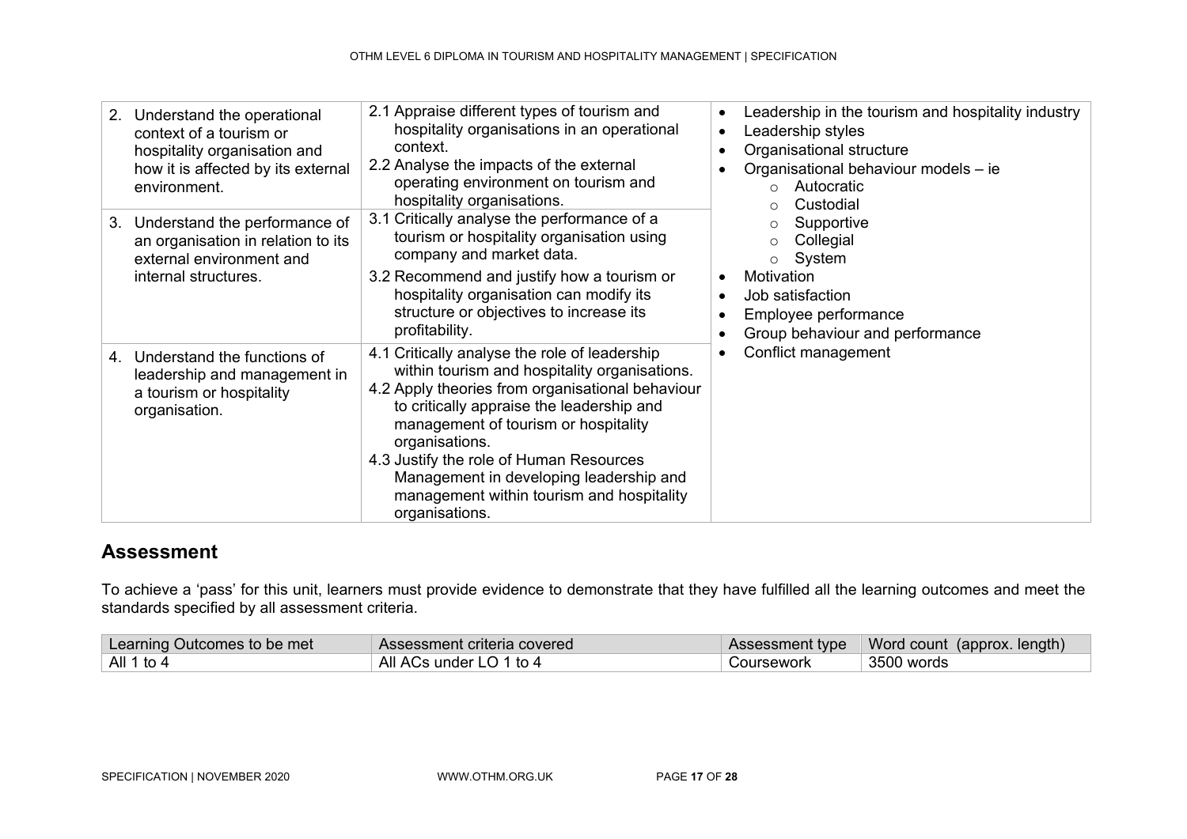| Learning Outcomes | Assessment Criteria | Indicative Contents |
|---|---|---|
| 2. Understand the operational context of a tourism or hospitality organisation and how it is affected by its external environment. | 2.1 Appraise different types of tourism and hospitality organisations in an operational context.<br>2.2 Analyse the impacts of the external operating environment on tourism and hospitality organisations. | • Leadership in the tourism and hospitality industry<br>• Leadership styles<br>• Organisational structure<br>• Organisational behaviour models – ie<br>&nbsp;&nbsp;○ Autocratic<br>&nbsp;&nbsp;○ Custodial<br>&nbsp;&nbsp;○ Supportive<br>&nbsp;&nbsp;○ Collegial<br>&nbsp;&nbsp;○ System<br>• Motivation<br>• Job satisfaction<br>• Employee performance<br>• Group behaviour and performance<br>• Conflict management |
| 3. Understand the performance of an organisation in relation to its external environment and internal structures. | 3.1 Critically analyse the performance of a tourism or hospitality organisation using company and market data.<br>3.2 Recommend and justify how a tourism or hospitality organisation can modify its structure or objectives to increase its profitability. | |
| 4. Understand the functions of leadership and management in a tourism or hospitality organisation. | 4.1 Critically analyse the role of leadership within tourism and hospitality organisations.<br>4.2 Apply theories from organisational behaviour to critically appraise the leadership and management of tourism or hospitality organisations.<br>4.3 Justify the role of Human Resources Management in developing leadership and management within tourism and hospitality organisations. | |

## Assessment

To achieve a 'pass' for this unit, learners must provide evidence to demonstrate that they have fulfilled all the learning outcomes and meet the standards specified by all assessment criteria.

| Learning Outcomes to be met | Assessment criteria covered | Assessment type | Word count (approx. length) |
|---|---|---|---|
| All 1 to 4 | All ACs under LO 1 to 4 | Coursework | 3500 words |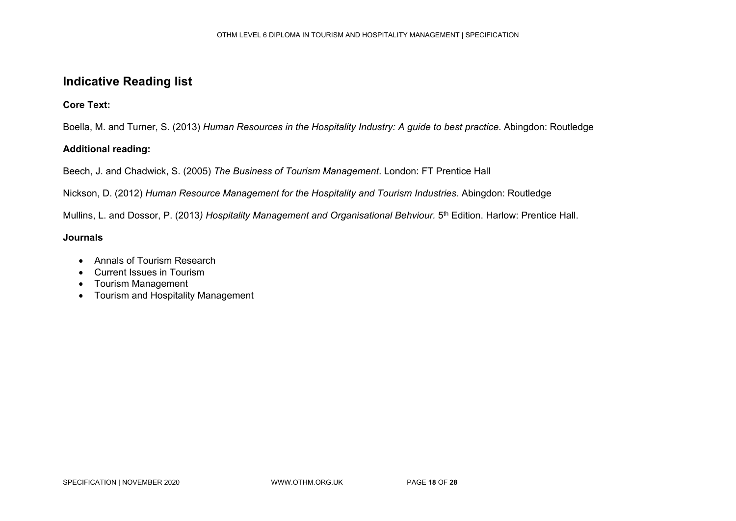## Indicative Reading list

**Core Text:**

Boella, M. and Turner, S. (2013) *Human Resources in the Hospitality Industry: A guide to best practice*. Abingdon: Routledge

**Additional reading:**

Beech, J. and Chadwick, S. (2005) *The Business of Tourism Management*. London: FT Prentice Hall

Nickson, D. (2012) *Human Resource Management for the Hospitality and Tourism Industries*. Abingdon: Routledge

Mullins, L. and Dossor, P. (2013*) Hospitality Management and Organisational Behviour*. 5th Edition. Harlow: Prentice Hall.

**Journals**

- Annals of Tourism Research
- Current Issues in Tourism
- Tourism Management
- Tourism and Hospitality Management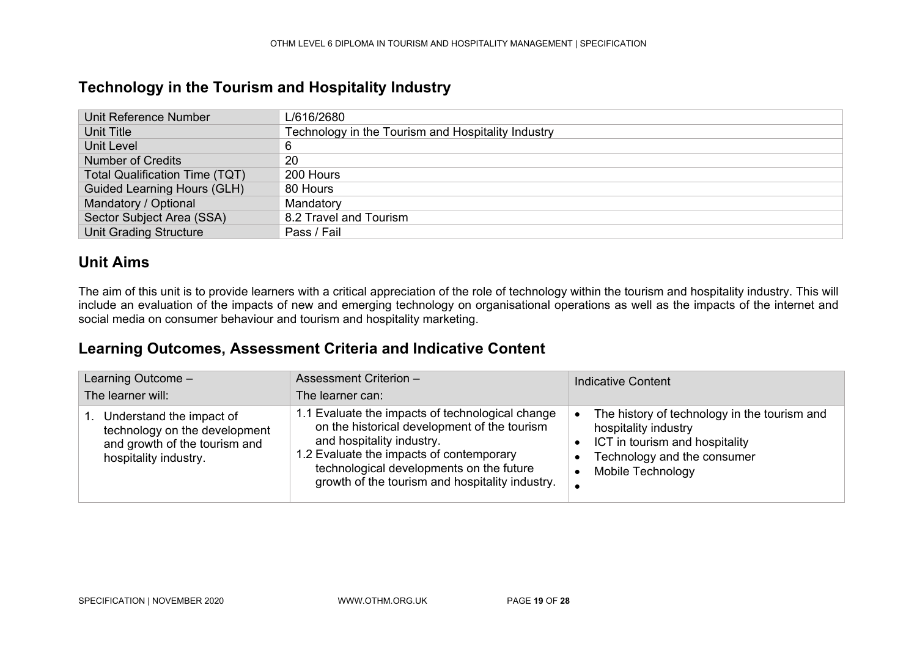## Technology in the Tourism and Hospitality Industry

| Unit Reference Number | L/616/2680 |
|---|---|
| Unit Title | Technology in the Tourism and Hospitality Industry |
| Unit Level | 6 |
| Number of Credits | 20 |
| Total Qualification Time (TQT) | 200 Hours |
| Guided Learning Hours (GLH) | 80 Hours |
| Mandatory / Optional | Mandatory |
| Sector Subject Area (SSA) | 8.2 Travel and Tourism |
| Unit Grading Structure | Pass / Fail |

## Unit Aims

The aim of this unit is to provide learners with a critical appreciation of the role of technology within the tourism and hospitality industry. This will include an evaluation of the impacts of new and emerging technology on organisational operations as well as the impacts of the internet and social media on consumer behaviour and tourism and hospitality marketing.

## Learning Outcomes, Assessment Criteria and Indicative Content

| Learning Outcome – The learner will: | Assessment Criterion – The learner can: | Indicative Content |
|---|---|---|
| 1. Understand the impact of technology on the development and growth of the tourism and hospitality industry. | 1.1 Evaluate the impacts of technological change on the historical development of the tourism and hospitality industry.<br>1.2 Evaluate the impacts of contemporary technological developments on the future growth of the tourism and hospitality industry. | • The history of technology in the tourism and hospitality industry<br>• ICT in tourism and hospitality<br>• Technology and the consumer<br>• Mobile Technology<br>• |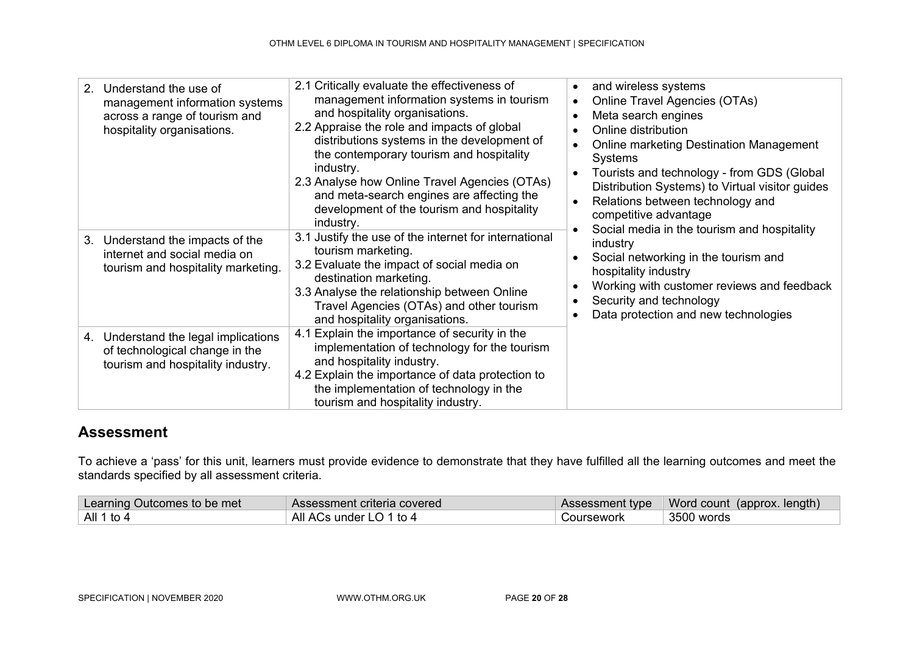| | | |
|---|---|---|
| 2. Understand the use of management information systems across a range of tourism and hospitality organisations. | 2.1 Critically evaluate the effectiveness of management information systems in tourism and hospitality organisations.<br>2.2 Appraise the role and impacts of global distributions systems in the development of the contemporary tourism and hospitality industry.<br>2.3 Analyse how Online Travel Agencies (OTAs) and meta-search engines are affecting the development of the tourism and hospitality industry. | • and wireless systems<br>• Online Travel Agencies (OTAs)<br>• Meta search engines<br>• Online distribution<br>• Online marketing Destination Management Systems<br>• Tourists and technology - from GDS (Global Distribution Systems) to Virtual visitor guides<br>• Relations between technology and competitive advantage<br>• Social media in the tourism and hospitality industry<br>• Social networking in the tourism and hospitality industry<br>• Working with customer reviews and feedback<br>• Security and technology<br>• Data protection and new technologies |
| 3. Understand the impacts of the internet and social media on tourism and hospitality marketing. | 3.1 Justify the use of the internet for international tourism marketing.<br>3.2 Evaluate the impact of social media on destination marketing.<br>3.3 Analyse the relationship between Online Travel Agencies (OTAs) and other tourism and hospitality organisations. | |
| 4. Understand the legal implications of technological change in the tourism and hospitality industry. | 4.1 Explain the importance of security in the implementation of technology for the tourism and hospitality industry.<br>4.2 Explain the importance of data protection to the implementation of technology in the tourism and hospitality industry. | |

## Assessment

To achieve a 'pass' for this unit, learners must provide evidence to demonstrate that they have fulfilled all the learning outcomes and meet the standards specified by all assessment criteria.

| Learning Outcomes to be met | Assessment criteria covered | Assessment type | Word count (approx. length) |
|---|---|---|---|
| All 1 to 4 | All ACs under LO 1 to 4 | Coursework | 3500 words |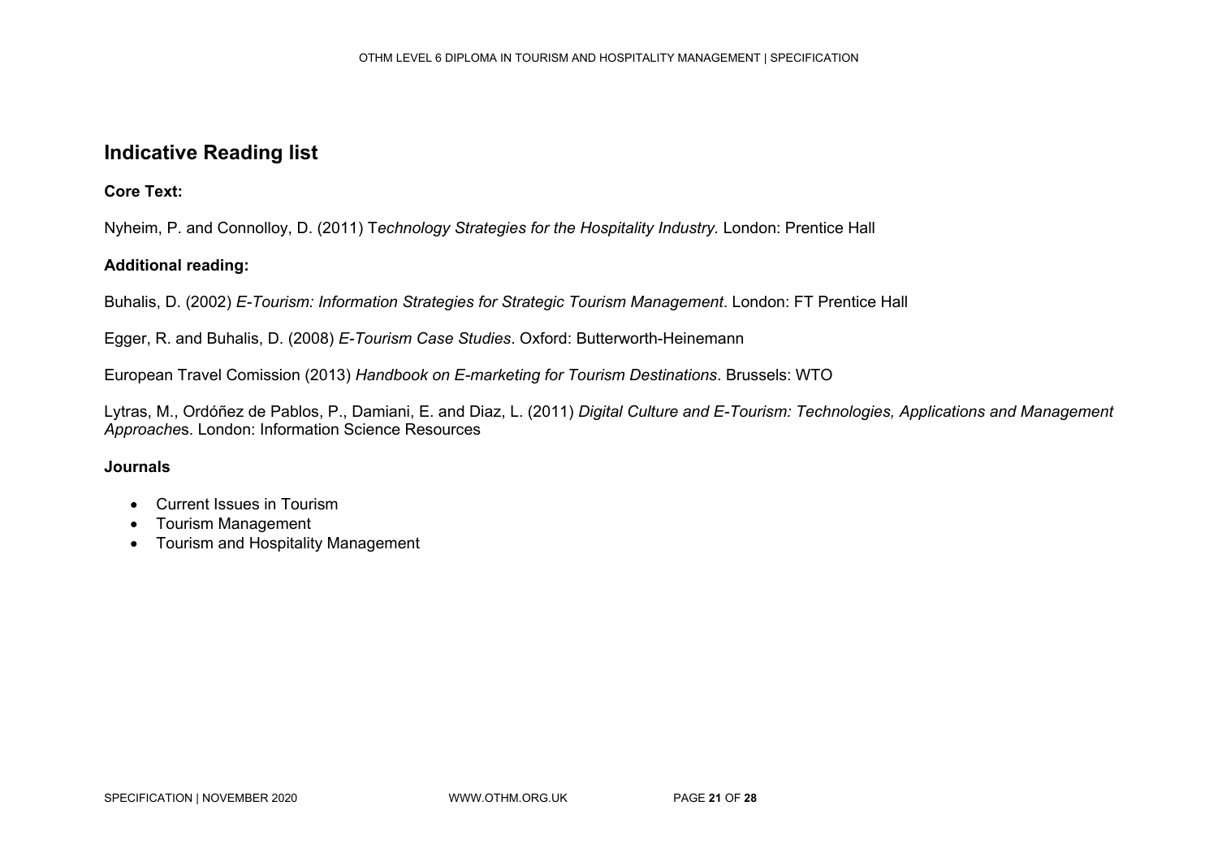## Indicative Reading list

**Core Text:**

Nyheim, P. and Connolloy, D. (2011) T*echnology Strategies for the Hospitality Industry*. London: Prentice Hall

**Additional reading:**

Buhalis, D. (2002) *E-Tourism: Information Strategies for Strategic Tourism Management*. London: FT Prentice Hall

Egger, R. and Buhalis, D. (2008) *E-Tourism Case Studies*. Oxford: Butterworth-Heinemann

European Travel Comission (2013) *Handbook on E-marketing for Tourism Destinations*. Brussels: WTO

Lytras, M., Ordóñez de Pablos, P., Damiani, E. and Diaz, L. (2011) *Digital Culture and E-Tourism: Technologies, Applications and Management Approache*s. London: Information Science Resources

**Journals**

- Current Issues in Tourism
- Tourism Management
- Tourism and Hospitality Management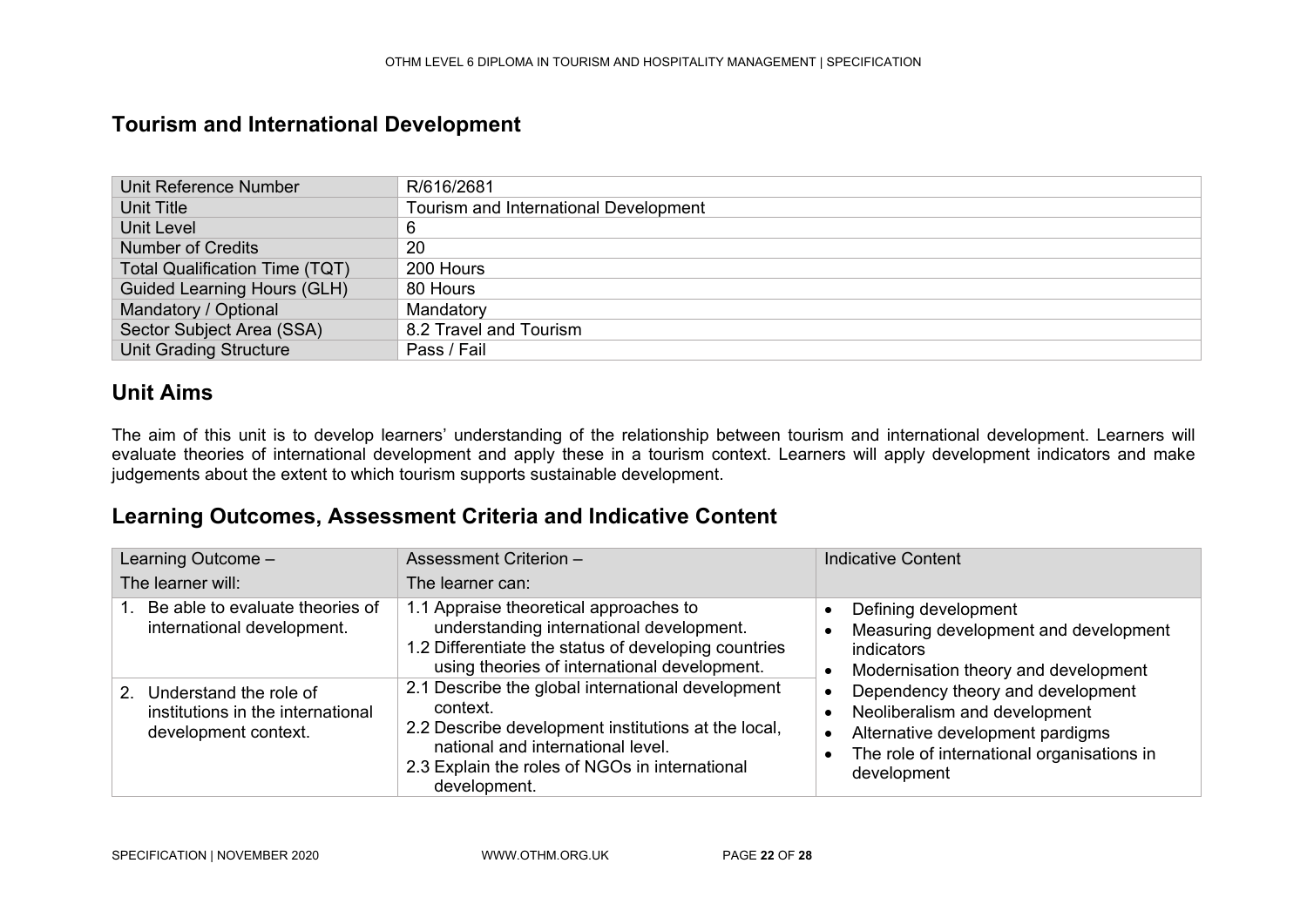## Tourism and International Development

| Unit Reference Number | R/616/2681 |
|---|---|
| Unit Title | Tourism and International Development |
| Unit Level | 6 |
| Number of Credits | 20 |
| Total Qualification Time (TQT) | 200 Hours |
| Guided Learning Hours (GLH) | 80 Hours |
| Mandatory / Optional | Mandatory |
| Sector Subject Area (SSA) | 8.2 Travel and Tourism |
| Unit Grading Structure | Pass / Fail |

## Unit Aims

The aim of this unit is to develop learners' understanding of the relationship between tourism and international development. Learners will evaluate theories of international development and apply these in a tourism context. Learners will apply development indicators and make judgements about the extent to which tourism supports sustainable development.

## Learning Outcomes, Assessment Criteria and Indicative Content

| Learning Outcome – The learner will: | Assessment Criterion – The learner can: | Indicative Content |
|---|---|---|
| 1. Be able to evaluate theories of international development. | 1.1 Appraise theoretical approaches to understanding international development.<br>1.2 Differentiate the status of developing countries using theories of international development. | • Defining development<br>• Measuring development and development indicators<br>• Modernisation theory and development<br>• Dependency theory and development<br>• Neoliberalism and development<br>• Alternative development pardigms<br>• The role of international organisations in development |
| 2. Understand the role of institutions in the international development context. | 2.1 Describe the global international development context.<br>2.2 Describe development institutions at the local, national and international level.<br>2.3 Explain the roles of NGOs in international development. | |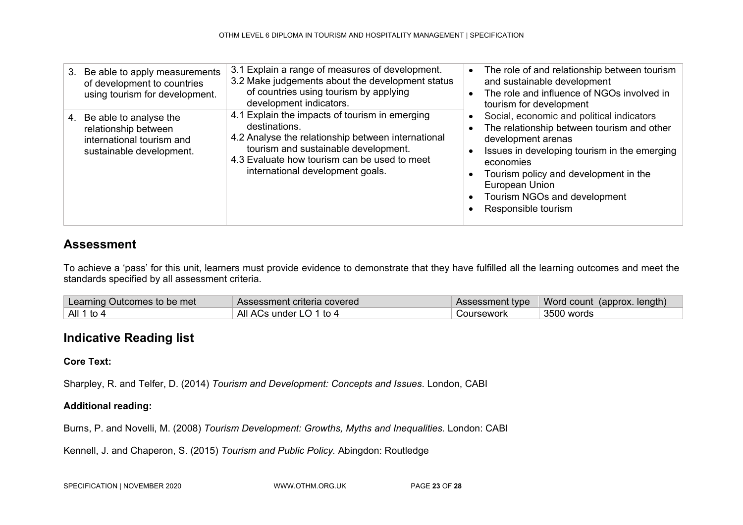| | | |
|---|---|---|
| 3. Be able to apply measurements of development to countries using tourism for development. | 3.1 Explain a range of measures of development.<br>3.2 Make judgements about the development status of countries using tourism by applying development indicators. | • The role of and relationship between tourism and sustainable development<br>• The role and influence of NGOs involved in tourism for development<br>• Social, economic and political indicators<br>• The relationship between tourism and other development arenas<br>• Issues in developing tourism in the emerging economies<br>• Tourism policy and development in the European Union<br>• Tourism NGOs and development<br>• Responsible tourism |
| 4. Be able to analyse the relationship between international tourism and sustainable development. | 4.1 Explain the impacts of tourism in emerging destinations.<br>4.2 Analyse the relationship between international tourism and sustainable development.<br>4.3 Evaluate how tourism can be used to meet international development goals. | |

## Assessment

To achieve a 'pass' for this unit, learners must provide evidence to demonstrate that they have fulfilled all the learning outcomes and meet the standards specified by all assessment criteria.

| Learning Outcomes to be met | Assessment criteria covered | Assessment type | Word count (approx. length) |
|---|---|---|---|
| All 1 to 4 | All ACs under LO 1 to 4 | Coursework | 3500 words |

## Indicative Reading list

**Core Text:**

Sharpley, R. and Telfer, D. (2014) *Tourism and Development: Concepts and Issues*. London, CABI

**Additional reading:**

Burns, P. and Novelli, M. (2008) *Tourism Development: Growths, Myths and Inequalities.* London: CABI

Kennell, J. and Chaperon, S. (2015) *Tourism and Public Policy.* Abingdon: Routledge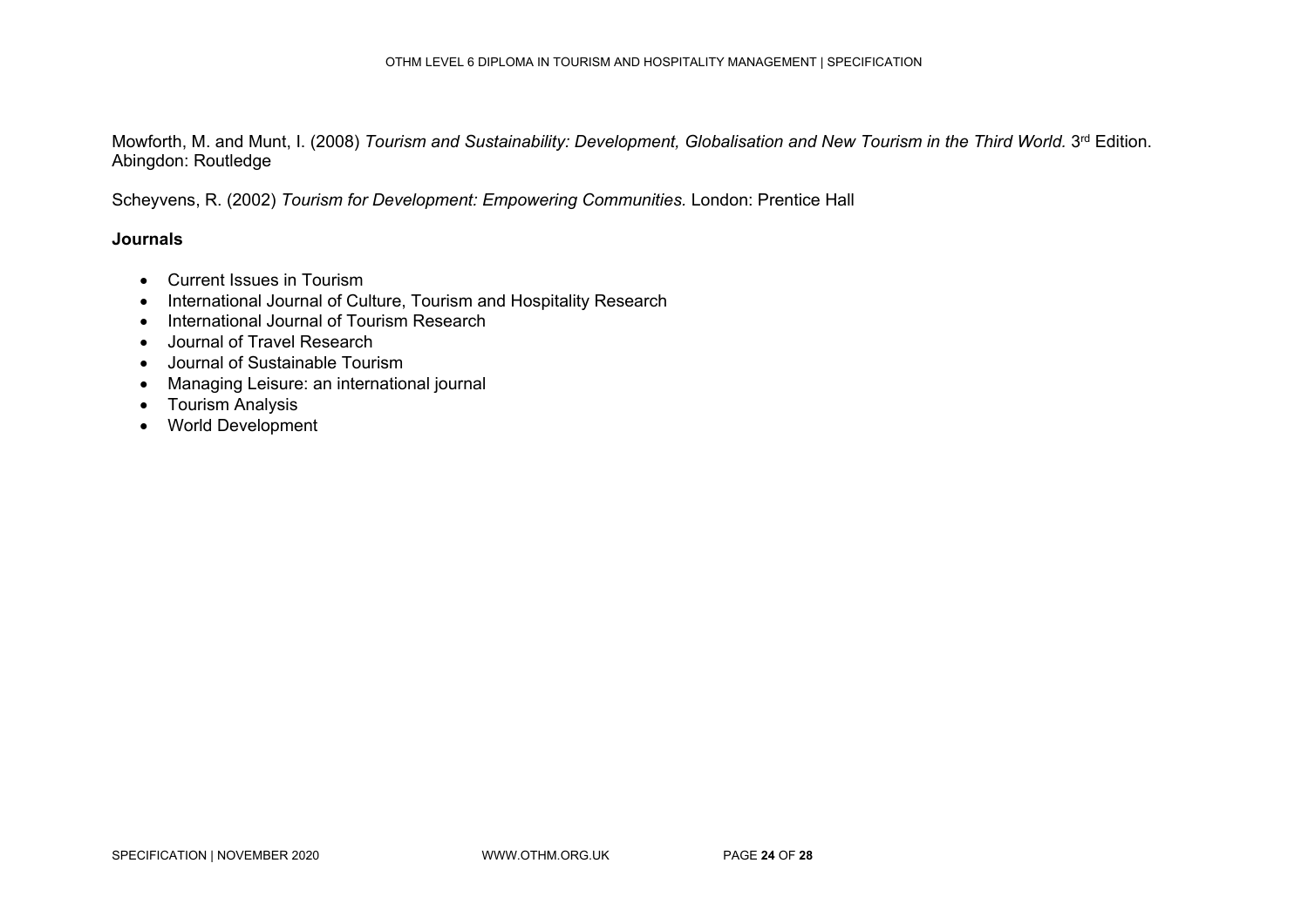Mowforth, M. and Munt, I. (2008) *Tourism and Sustainability: Development, Globalisation and New Tourism in the Third World.* 3rd Edition. Abingdon: Routledge

Scheyvens, R. (2002) *Tourism for Development: Empowering Communities.* London: Prentice Hall

**Journals**

- Current Issues in Tourism
- International Journal of Culture, Tourism and Hospitality Research
- International Journal of Tourism Research
- Journal of Travel Research
- Journal of Sustainable Tourism
- Managing Leisure: an international journal
- Tourism Analysis
- World Development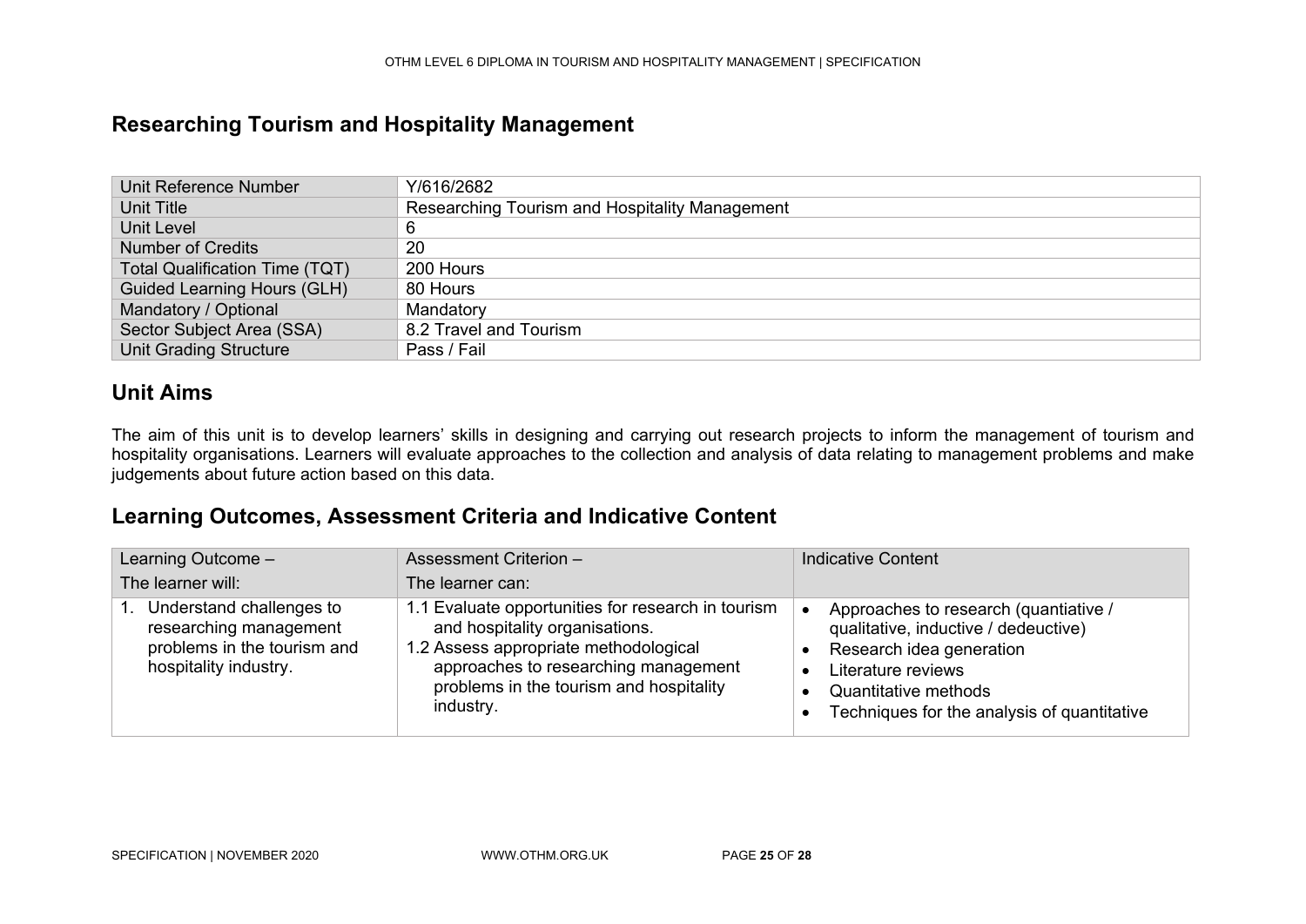## Researching Tourism and Hospitality Management

| Unit Reference Number | Y/616/2682 |
|---|---|
| Unit Title | Researching Tourism and Hospitality Management |
| Unit Level | 6 |
| Number of Credits | 20 |
| Total Qualification Time (TQT) | 200 Hours |
| Guided Learning Hours (GLH) | 80 Hours |
| Mandatory / Optional | Mandatory |
| Sector Subject Area (SSA) | 8.2 Travel and Tourism |
| Unit Grading Structure | Pass / Fail |

## Unit Aims

The aim of this unit is to develop learners' skills in designing and carrying out research projects to inform the management of tourism and hospitality organisations. Learners will evaluate approaches to the collection and analysis of data relating to management problems and make judgements about future action based on this data.

## Learning Outcomes, Assessment Criteria and Indicative Content

| Learning Outcome – The learner will: | Assessment Criterion – The learner can: | Indicative Content |
|---|---|---|
| 1. Understand challenges to researching management problems in the tourism and hospitality industry. | 1.1 Evaluate opportunities for research in tourism and hospitality organisations.<br>1.2 Assess appropriate methodological approaches to researching management problems in the tourism and hospitality industry. | • Approaches to research (quantiative / qualitative, inductive / dedeuctive)<br>• Research idea generation<br>• Literature reviews<br>• Quantitative methods<br>• Techniques for the analysis of quantitative |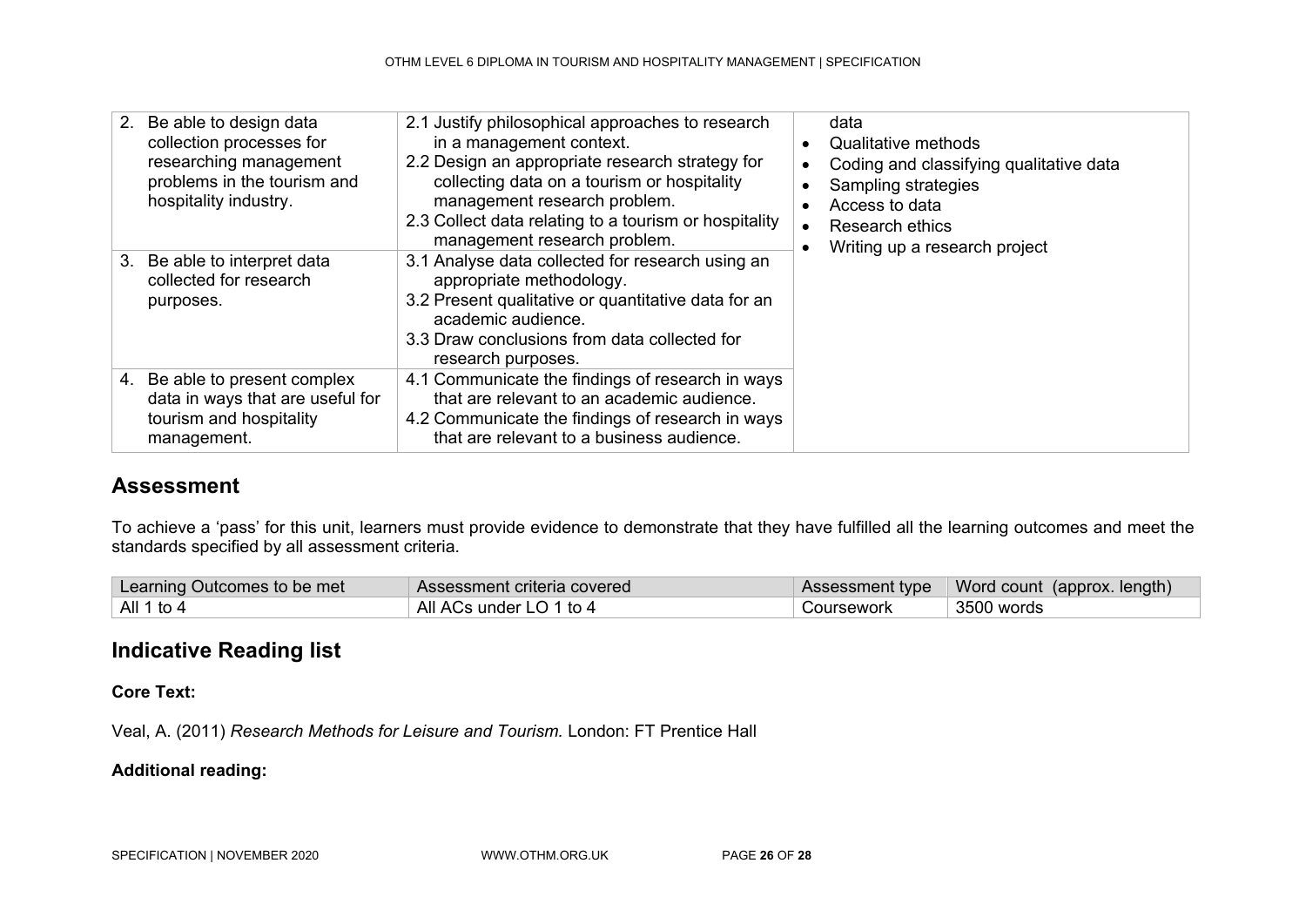| | | |
|---|---|---|
| 2. Be able to design data collection processes for researching management problems in the tourism and hospitality industry. | 2.1 Justify philosophical approaches to research in a management context.<br>2.2 Design an appropriate research strategy for collecting data on a tourism or hospitality management research problem.<br>2.3 Collect data relating to a tourism or hospitality management research problem. | data<br>• Qualitative methods<br>• Coding and classifying qualitative data<br>• Sampling strategies<br>• Access to data<br>• Research ethics<br>• Writing up a research project |
| 3. Be able to interpret data collected for research purposes. | 3.1 Analyse data collected for research using an appropriate methodology.<br>3.2 Present qualitative or quantitative data for an academic audience.<br>3.3 Draw conclusions from data collected for research purposes. | |
| 4. Be able to present complex data in ways that are useful for tourism and hospitality management. | 4.1 Communicate the findings of research in ways that are relevant to an academic audience.<br>4.2 Communicate the findings of research in ways that are relevant to a business audience. | |

## Assessment

To achieve a 'pass' for this unit, learners must provide evidence to demonstrate that they have fulfilled all the learning outcomes and meet the standards specified by all assessment criteria.

| Learning Outcomes to be met | Assessment criteria covered | Assessment type | Word count (approx. length) |
|---|---|---|---|
| All 1 to 4 | All ACs under LO 1 to 4 | Coursework | 3500 words |

## Indicative Reading list

**Core Text:**

Veal, A. (2011) *Research Methods for Leisure and Tourism.* London: FT Prentice Hall

**Additional reading:**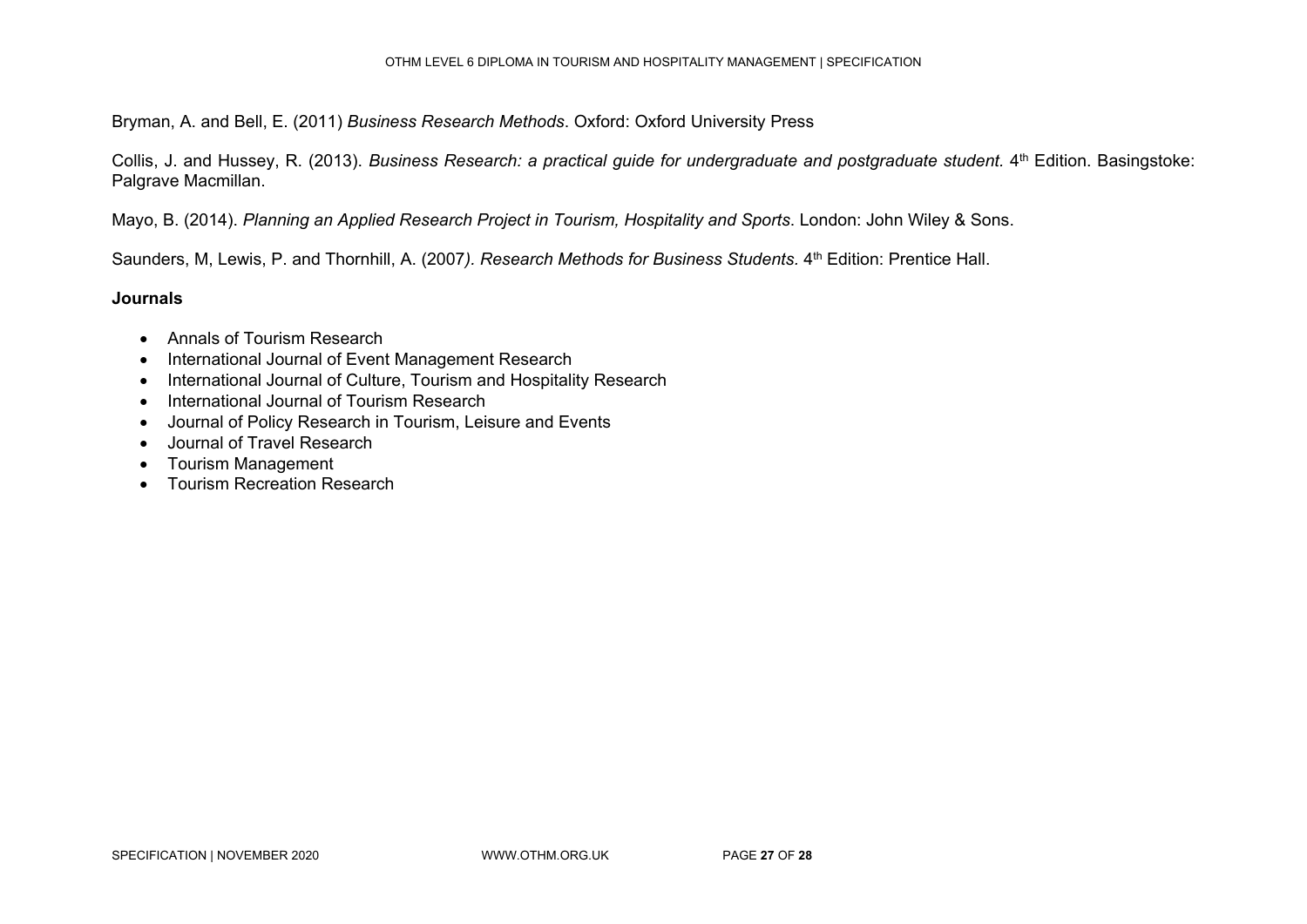Bryman, A. and Bell, E. (2011) *Business Research Methods*. Oxford: Oxford University Press

Collis, J. and Hussey, R. (2013). *Business Research: a practical guide for undergraduate and postgraduate student.* 4th Edition. Basingstoke: Palgrave Macmillan.

Mayo, B. (2014). *Planning an Applied Research Project in Tourism, Hospitality and Sports*. London: John Wiley & Sons.

Saunders, M, Lewis, P. and Thornhill, A. (2007*). Research Methods for Business Students.* 4th Edition: Prentice Hall.

**Journals**

- Annals of Tourism Research
- International Journal of Event Management Research
- International Journal of Culture, Tourism and Hospitality Research
- International Journal of Tourism Research
- Journal of Policy Research in Tourism, Leisure and Events
- Journal of Travel Research
- Tourism Management
- Tourism Recreation Research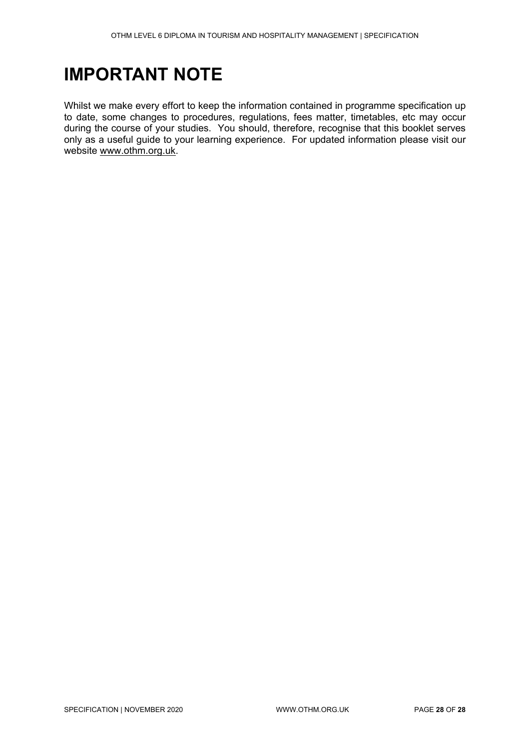# IMPORTANT NOTE

Whilst we make every effort to keep the information contained in programme specification up to date, some changes to procedures, regulations, fees matter, timetables, etc may occur during the course of your studies. You should, therefore, recognise that this booklet serves only as a useful guide to your learning experience. For updated information please visit our website www.othm.org.uk.